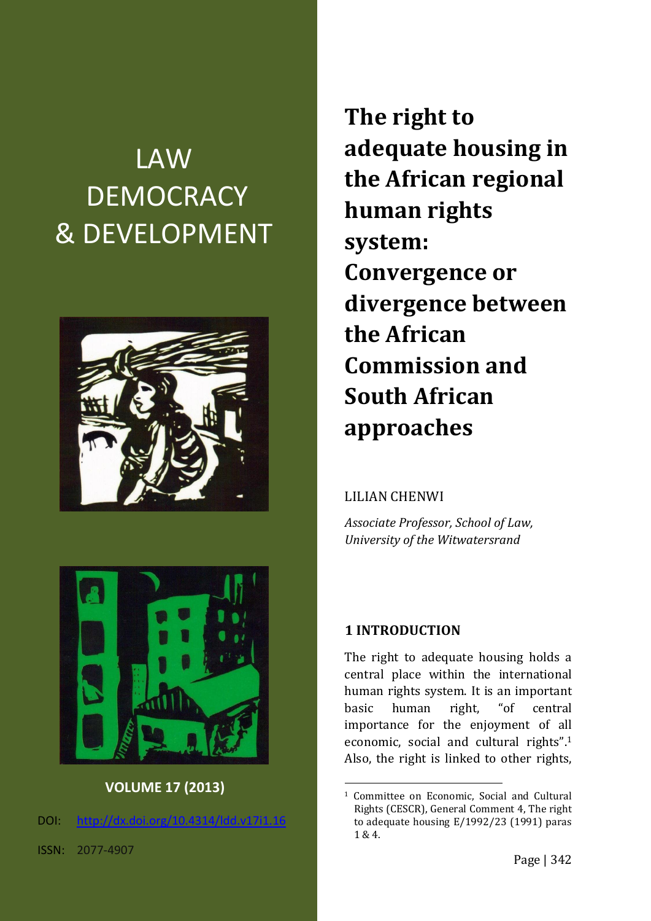LAW DEMOCRACY & DEVELOPMENT

VOLUME 17 (2013)

DOI: http://dx.doi.org/10.4314/ldd.v17i1.16

ISSN: 2077-4907

# The right to adequate housing in the African regional human rights system: Convergence or divergence between the African Commission and South African approaches

LILIAN CHENWI

*Associate Professor, School of Law, University of the Witwatersrand*

## 1 INTRODUCTION

The right to adequate housing holds a central place within the international human rights system. It is an important basic human right, "of central importance for the enjoyment of all economic, social and cultural rights".[1] Also, the right is linked to other rights,

---

[1] Committee on Economic, Social and Cultural Rights (CESCR), General Comment 4, The right to adequate housing E/1992/23 (1991) paras 1 & 4.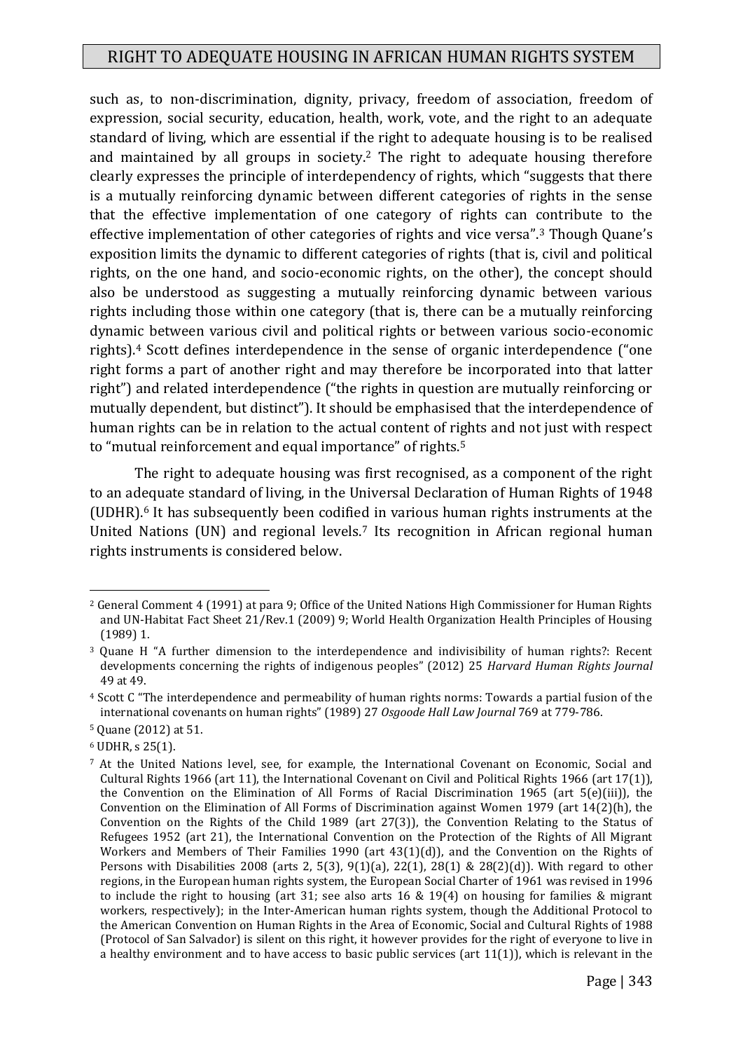such as, to non-discrimination, dignity, privacy, freedom of association, freedom of expression, social security, education, health, work, vote, and the right to an adequate standard of living, which are essential if the right to adequate housing is to be realised and maintained by all groups in society.[2] The right to adequate housing therefore clearly expresses the principle of interdependency of rights, which "suggests that there is a mutually reinforcing dynamic between different categories of rights in the sense that the effective implementation of one category of rights can contribute to the effective implementation of other categories of rights and vice versa".[3] Though Quane's exposition limits the dynamic to different categories of rights (that is, civil and political rights, on the one hand, and socio-economic rights, on the other), the concept should also be understood as suggesting a mutually reinforcing dynamic between various rights including those within one category (that is, there can be a mutually reinforcing dynamic between various civil and political rights or between various socio-economic rights).[4] Scott defines interdependence in the sense of organic interdependence ("one right forms a part of another right and may therefore be incorporated into that latter right") and related interdependence ("the rights in question are mutually reinforcing or mutually dependent, but distinct"). It should be emphasised that the interdependence of human rights can be in relation to the actual content of rights and not just with respect to "mutual reinforcement and equal importance" of rights.[5]

The right to adequate housing was first recognised, as a component of the right to an adequate standard of living, in the Universal Declaration of Human Rights of 1948 (UDHR).[6] It has subsequently been codified in various human rights instruments at the United Nations (UN) and regional levels.[7] Its recognition in African regional human rights instruments is considered below.

---

[2] General Comment 4 (1991) at para 9; Office of the United Nations High Commissioner for Human Rights and UN-Habitat Fact Sheet 21/Rev.1 (2009) 9; World Health Organization Health Principles of Housing (1989) 1.

[3] Quane H "A further dimension to the interdependence and indivisibility of human rights?: Recent developments concerning the rights of indigenous peoples" (2012) 25 *Harvard Human Rights Journal* 49 at 49.

[4] Scott C "The interdependence and permeability of human rights norms: Towards a partial fusion of the international covenants on human rights" (1989) 27 *Osgoode Hall Law Journal* 769 at 779-786.

[5] Quane (2012) at 51.

[6] UDHR, s 25(1).

[7] At the United Nations level, see, for example, the International Covenant on Economic, Social and Cultural Rights 1966 (art 11), the International Covenant on Civil and Political Rights 1966 (art 17(1)), the Convention on the Elimination of All Forms of Racial Discrimination 1965 (art 5(e)(iii)), the Convention on the Elimination of All Forms of Discrimination against Women 1979 (art 14(2)(h), the Convention on the Rights of the Child 1989 (art 27(3)), the Convention Relating to the Status of Refugees 1952 (art 21), the International Convention on the Protection of the Rights of All Migrant Workers and Members of Their Families 1990 (art 43(1)(d)), and the Convention on the Rights of Persons with Disabilities 2008 (arts 2, 5(3), 9(1)(a), 22(1), 28(1) & 28(2)(d)). With regard to other regions, in the European human rights system, the European Social Charter of 1961 was revised in 1996 to include the right to housing (art 31; see also arts 16 & 19(4) on housing for families & migrant workers, respectively); in the Inter-American human rights system, though the Additional Protocol to the American Convention on Human Rights in the Area of Economic, Social and Cultural Rights of 1988 (Protocol of San Salvador) is silent on this right, it however provides for the right of everyone to live in a healthy environment and to have access to basic public services (art 11(1)), which is relevant in the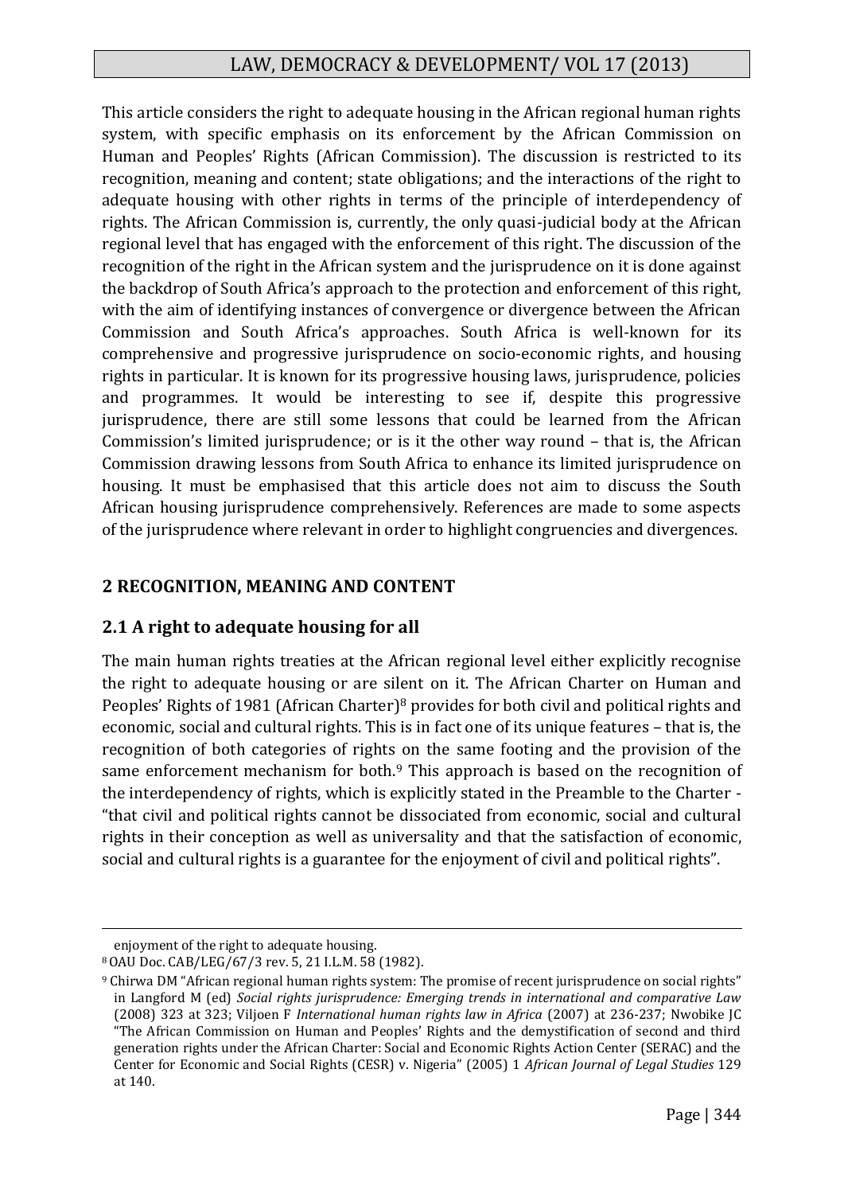This article considers the right to adequate housing in the African regional human rights system, with specific emphasis on its enforcement by the African Commission on Human and Peoples' Rights (African Commission). The discussion is restricted to its recognition, meaning and content; state obligations; and the interactions of the right to adequate housing with other rights in terms of the principle of interdependency of rights. The African Commission is, currently, the only quasi-judicial body at the African regional level that has engaged with the enforcement of this right. The discussion of the recognition of the right in the African system and the jurisprudence on it is done against the backdrop of South Africa's approach to the protection and enforcement of this right, with the aim of identifying instances of convergence or divergence between the African Commission and South Africa's approaches. South Africa is well-known for its comprehensive and progressive jurisprudence on socio-economic rights, and housing rights in particular. It is known for its progressive housing laws, jurisprudence, policies and programmes. It would be interesting to see if, despite this progressive jurisprudence, there are still some lessons that could be learned from the African Commission's limited jurisprudence; or is it the other way round – that is, the African Commission drawing lessons from South Africa to enhance its limited jurisprudence on housing. It must be emphasised that this article does not aim to discuss the South African housing jurisprudence comprehensively. References are made to some aspects of the jurisprudence where relevant in order to highlight congruencies and divergences.

## 2 RECOGNITION, MEANING AND CONTENT

### 2.1 A right to adequate housing for all

The main human rights treaties at the African regional level either explicitly recognise the right to adequate housing or are silent on it. The African Charter on Human and Peoples' Rights of 1981 (African Charter)[8] provides for both civil and political rights and economic, social and cultural rights. This is in fact one of its unique features – that is, the recognition of both categories of rights on the same footing and the provision of the same enforcement mechanism for both.[9] This approach is based on the recognition of the interdependency of rights, which is explicitly stated in the Preamble to the Charter - "that civil and political rights cannot be dissociated from economic, social and cultural rights in their conception as well as universality and that the satisfaction of economic, social and cultural rights is a guarantee for the enjoyment of civil and political rights".

---

enjoyment of the right to adequate housing.

[8] OAU Doc. CAB/LEG/67/3 rev. 5, 21 I.L.M. 58 (1982).

[9] Chirwa DM "African regional human rights system: The promise of recent jurisprudence on social rights" in Langford M (ed) *Social rights jurisprudence: Emerging trends in international and comparative Law* (2008) 323 at 323; Viljoen F *International human rights law in Africa* (2007) at 236-237; Nwobike JC "The African Commission on Human and Peoples' Rights and the demystification of second and third generation rights under the African Charter: Social and Economic Rights Action Center (SERAC) and the Center for Economic and Social Rights (CESR) v. Nigeria" (2005) 1 *African Journal of Legal Studies* 129 at 140.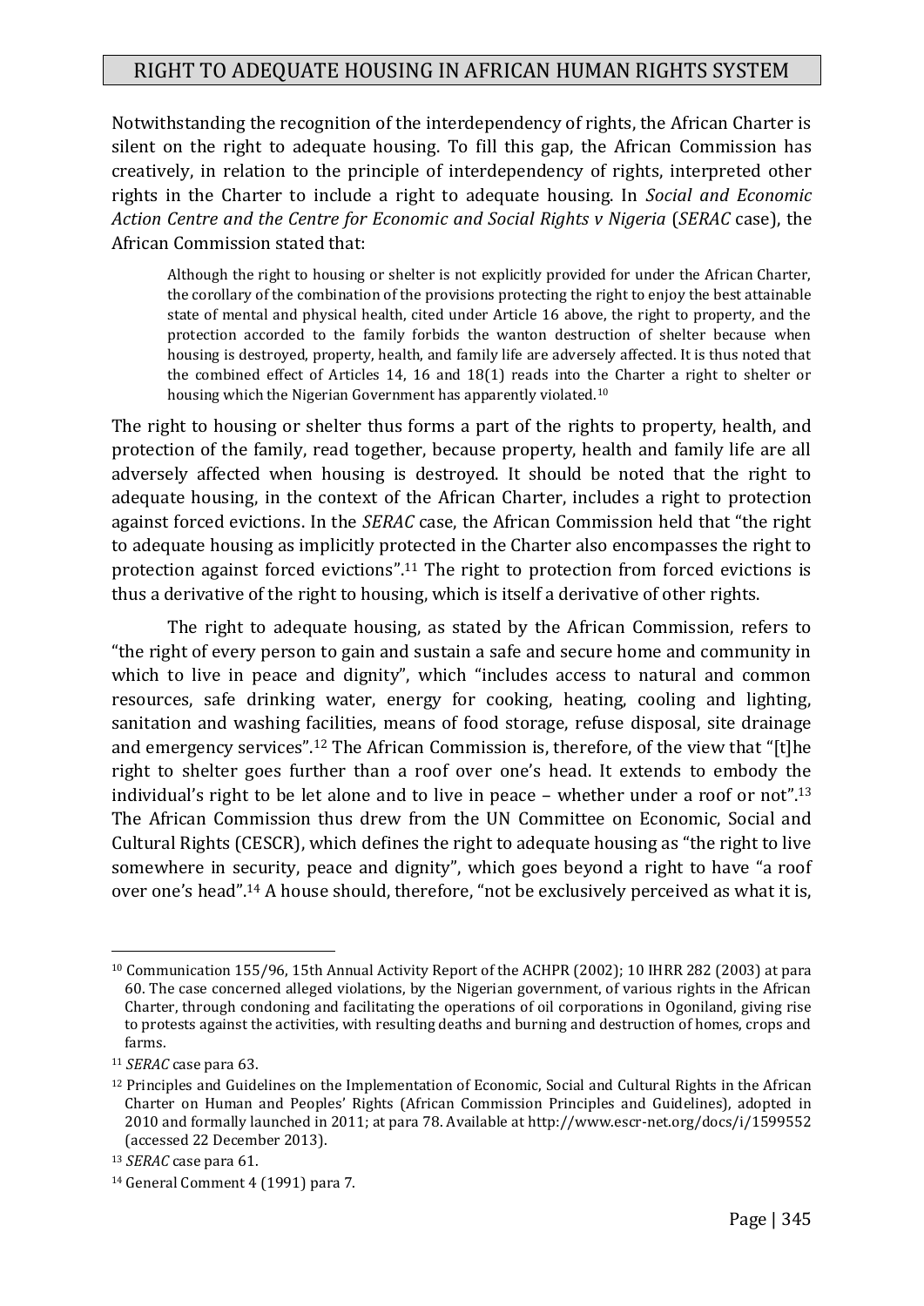Notwithstanding the recognition of the interdependency of rights, the African Charter is silent on the right to adequate housing. To fill this gap, the African Commission has creatively, in relation to the principle of interdependency of rights, interpreted other rights in the Charter to include a right to adequate housing. In *Social and Economic Action Centre and the Centre for Economic and Social Rights v Nigeria* (*SERAC* case), the African Commission stated that:

> Although the right to housing or shelter is not explicitly provided for under the African Charter, the corollary of the combination of the provisions protecting the right to enjoy the best attainable state of mental and physical health, cited under Article 16 above, the right to property, and the protection accorded to the family forbids the wanton destruction of shelter because when housing is destroyed, property, health, and family life are adversely affected. It is thus noted that the combined effect of Articles 14, 16 and 18(1) reads into the Charter a right to shelter or housing which the Nigerian Government has apparently violated.[10]

The right to housing or shelter thus forms a part of the rights to property, health, and protection of the family, read together, because property, health and family life are all adversely affected when housing is destroyed. It should be noted that the right to adequate housing, in the context of the African Charter, includes a right to protection against forced evictions. In the *SERAC* case, the African Commission held that "the right to adequate housing as implicitly protected in the Charter also encompasses the right to protection against forced evictions".[11] The right to protection from forced evictions is thus a derivative of the right to housing, which is itself a derivative of other rights.

The right to adequate housing, as stated by the African Commission, refers to "the right of every person to gain and sustain a safe and secure home and community in which to live in peace and dignity", which "includes access to natural and common resources, safe drinking water, energy for cooking, heating, cooling and lighting, sanitation and washing facilities, means of food storage, refuse disposal, site drainage and emergency services".[12] The African Commission is, therefore, of the view that "[t]he right to shelter goes further than a roof over one's head. It extends to embody the individual's right to be let alone and to live in peace – whether under a roof or not".[13] The African Commission thus drew from the UN Committee on Economic, Social and Cultural Rights (CESCR), which defines the right to adequate housing as "the right to live somewhere in security, peace and dignity", which goes beyond a right to have "a roof over one's head".[14] A house should, therefore, "not be exclusively perceived as what it is,

---

[10] Communication 155/96, 15th Annual Activity Report of the ACHPR (2002); 10 IHRR 282 (2003) at para 60. The case concerned alleged violations, by the Nigerian government, of various rights in the African Charter, through condoning and facilitating the operations of oil corporations in Ogoniland, giving rise to protests against the activities, with resulting deaths and burning and destruction of homes, crops and farms.

[11] *SERAC* case para 63.

[12] Principles and Guidelines on the Implementation of Economic, Social and Cultural Rights in the African Charter on Human and Peoples' Rights (African Commission Principles and Guidelines), adopted in 2010 and formally launched in 2011; at para 78. Available at http://www.escr-net.org/docs/i/1599552 (accessed 22 December 2013).

[13] *SERAC* case para 61.

[14] General Comment 4 (1991) para 7.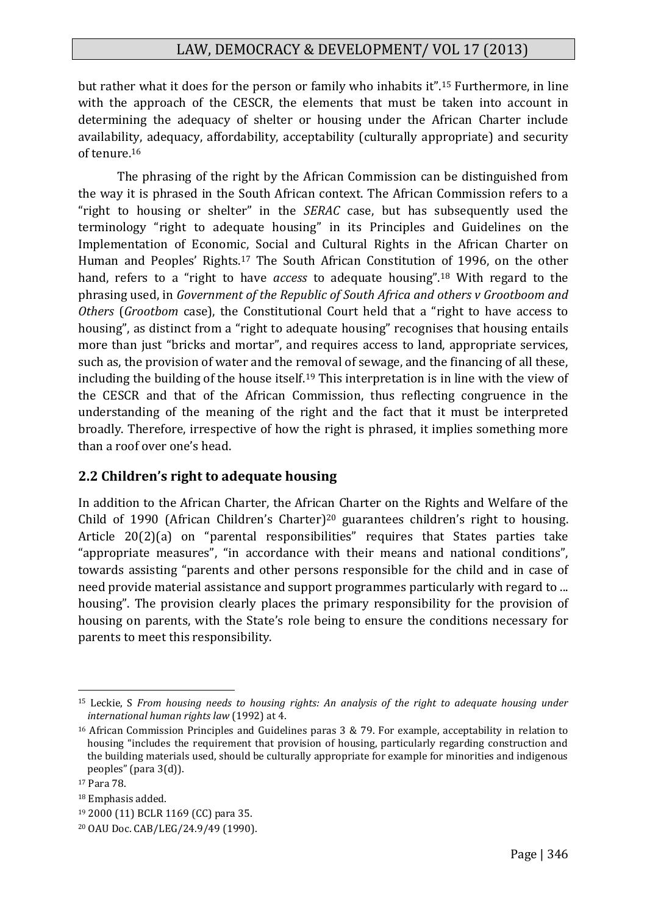but rather what it does for the person or family who inhabits it".[15] Furthermore, in line with the approach of the CESCR, the elements that must be taken into account in determining the adequacy of shelter or housing under the African Charter include availability, adequacy, affordability, acceptability (culturally appropriate) and security of tenure.[16]

The phrasing of the right by the African Commission can be distinguished from the way it is phrased in the South African context. The African Commission refers to a "right to housing or shelter" in the *SERAC* case, but has subsequently used the terminology "right to adequate housing" in its Principles and Guidelines on the Implementation of Economic, Social and Cultural Rights in the African Charter on Human and Peoples' Rights.[17] The South African Constitution of 1996, on the other hand, refers to a "right to have *access* to adequate housing".[18] With regard to the phrasing used, in *Government of the Republic of South Africa and others v Grootboom and Others* (*Grootbom* case), the Constitutional Court held that a "right to have access to housing", as distinct from a "right to adequate housing" recognises that housing entails more than just "bricks and mortar", and requires access to land, appropriate services, such as, the provision of water and the removal of sewage, and the financing of all these, including the building of the house itself.[19] This interpretation is in line with the view of the CESCR and that of the African Commission, thus reflecting congruence in the understanding of the meaning of the right and the fact that it must be interpreted broadly. Therefore, irrespective of how the right is phrased, it implies something more than a roof over one's head.

## 2.2 Children's right to adequate housing

In addition to the African Charter, the African Charter on the Rights and Welfare of the Child of 1990 (African Children's Charter)[20] guarantees children's right to housing. Article 20(2)(a) on "parental responsibilities" requires that States parties take "appropriate measures", "in accordance with their means and national conditions", towards assisting "parents and other persons responsible for the child and in case of need provide material assistance and support programmes particularly with regard to ... housing". The provision clearly places the primary responsibility for the provision of housing on parents, with the State's role being to ensure the conditions necessary for parents to meet this responsibility.

---

[15] Leckie, S *From housing needs to housing rights: An analysis of the right to adequate housing under international human rights law* (1992) at 4.

[16] African Commission Principles and Guidelines paras 3 & 79. For example, acceptability in relation to housing "includes the requirement that provision of housing, particularly regarding construction and the building materials used, should be culturally appropriate for example for minorities and indigenous peoples" (para 3(d)).

[17] Para 78.

[18] Emphasis added.

[19] 2000 (11) BCLR 1169 (CC) para 35.

[20] OAU Doc. CAB/LEG/24.9/49 (1990).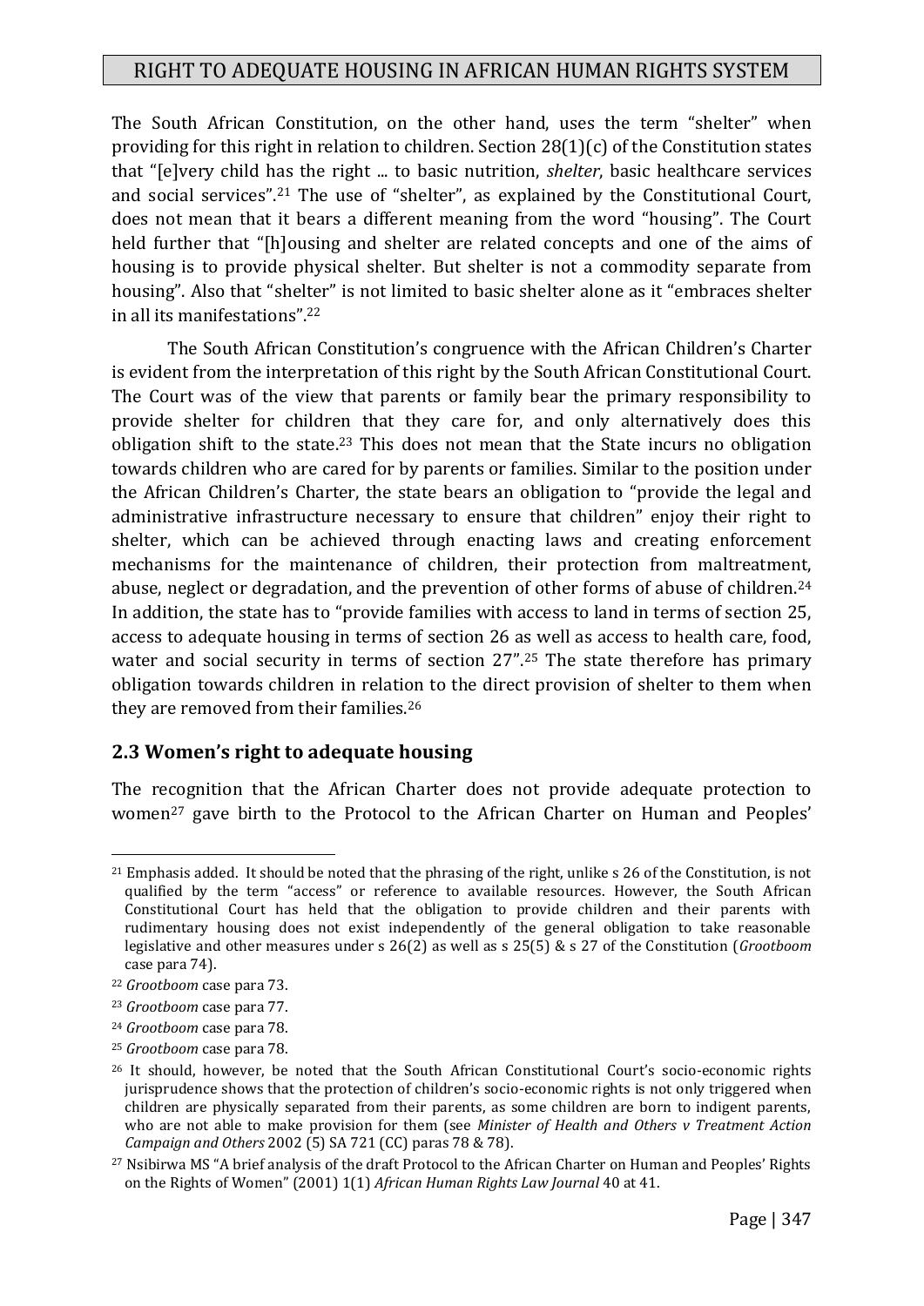The South African Constitution, on the other hand, uses the term "shelter" when providing for this right in relation to children. Section 28(1)(c) of the Constitution states that "[e]very child has the right ... to basic nutrition, *shelter*, basic healthcare services and social services".[21] The use of "shelter", as explained by the Constitutional Court, does not mean that it bears a different meaning from the word "housing". The Court held further that "[h]ousing and shelter are related concepts and one of the aims of housing is to provide physical shelter. But shelter is not a commodity separate from housing". Also that "shelter" is not limited to basic shelter alone as it "embraces shelter in all its manifestations".[22]

The South African Constitution's congruence with the African Children's Charter is evident from the interpretation of this right by the South African Constitutional Court. The Court was of the view that parents or family bear the primary responsibility to provide shelter for children that they care for, and only alternatively does this obligation shift to the state.[23] This does not mean that the State incurs no obligation towards children who are cared for by parents or families. Similar to the position under the African Children's Charter, the state bears an obligation to "provide the legal and administrative infrastructure necessary to ensure that children" enjoy their right to shelter, which can be achieved through enacting laws and creating enforcement mechanisms for the maintenance of children, their protection from maltreatment, abuse, neglect or degradation, and the prevention of other forms of abuse of children.[24] In addition, the state has to "provide families with access to land in terms of section 25, access to adequate housing in terms of section 26 as well as access to health care, food, water and social security in terms of section 27".[25] The state therefore has primary obligation towards children in relation to the direct provision of shelter to them when they are removed from their families.[26]

## 2.3 Women's right to adequate housing

The recognition that the African Charter does not provide adequate protection to women[27] gave birth to the Protocol to the African Charter on Human and Peoples'

---

[21] Emphasis added. It should be noted that the phrasing of the right, unlike s 26 of the Constitution, is not qualified by the term "access" or reference to available resources. However, the South African Constitutional Court has held that the obligation to provide children and their parents with rudimentary housing does not exist independently of the general obligation to take reasonable legislative and other measures under s 26(2) as well as s 25(5) & s 27 of the Constitution (*Grootboom* case para 74).

[22] *Grootboom* case para 73.

[23] *Grootboom* case para 77.

[24] *Grootboom* case para 78.

[25] *Grootboom* case para 78.

[26] It should, however, be noted that the South African Constitutional Court's socio-economic rights jurisprudence shows that the protection of children's socio-economic rights is not only triggered when children are physically separated from their parents, as some children are born to indigent parents, who are not able to make provision for them (see *Minister of Health and Others v Treatment Action Campaign and Others* 2002 (5) SA 721 (CC) paras 78 & 78).

[27] Nsibirwa MS "A brief analysis of the draft Protocol to the African Charter on Human and Peoples' Rights on the Rights of Women" (2001) 1(1) *African Human Rights Law Journal* 40 at 41.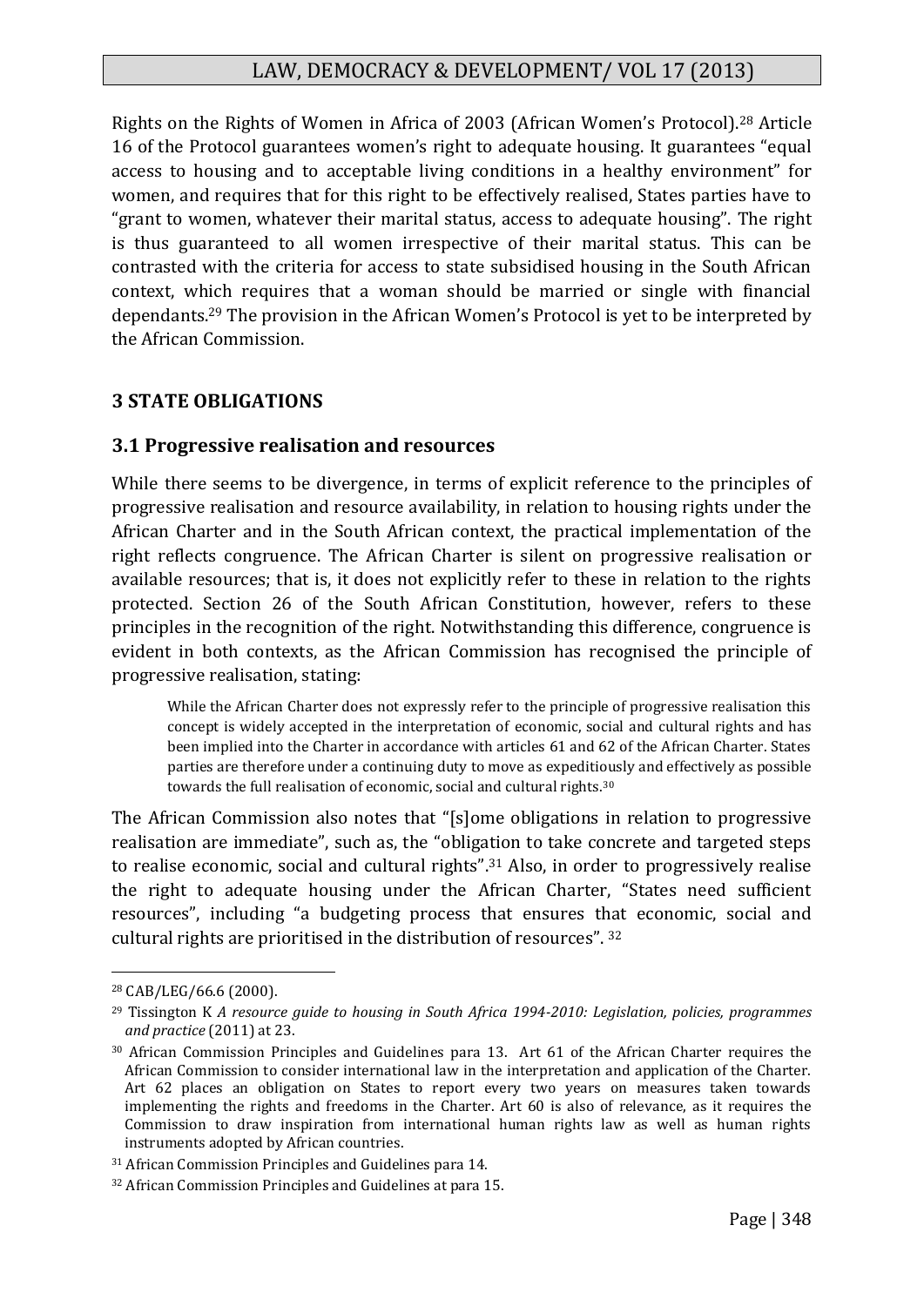Rights on the Rights of Women in Africa of 2003 (African Women's Protocol).[28] Article 16 of the Protocol guarantees women's right to adequate housing. It guarantees "equal access to housing and to acceptable living conditions in a healthy environment" for women, and requires that for this right to be effectively realised, States parties have to "grant to women, whatever their marital status, access to adequate housing". The right is thus guaranteed to all women irrespective of their marital status. This can be contrasted with the criteria for access to state subsidised housing in the South African context, which requires that a woman should be married or single with financial dependants.[29] The provision in the African Women's Protocol is yet to be interpreted by the African Commission.

## 3 STATE OBLIGATIONS

### 3.1 Progressive realisation and resources

While there seems to be divergence, in terms of explicit reference to the principles of progressive realisation and resource availability, in relation to housing rights under the African Charter and in the South African context, the practical implementation of the right reflects congruence. The African Charter is silent on progressive realisation or available resources; that is, it does not explicitly refer to these in relation to the rights protected. Section 26 of the South African Constitution, however, refers to these principles in the recognition of the right. Notwithstanding this difference, congruence is evident in both contexts, as the African Commission has recognised the principle of progressive realisation, stating:

> While the African Charter does not expressly refer to the principle of progressive realisation this concept is widely accepted in the interpretation of economic, social and cultural rights and has been implied into the Charter in accordance with articles 61 and 62 of the African Charter. States parties are therefore under a continuing duty to move as expeditiously and effectively as possible towards the full realisation of economic, social and cultural rights.[30]

The African Commission also notes that "[s]ome obligations in relation to progressive realisation are immediate", such as, the "obligation to take concrete and targeted steps to realise economic, social and cultural rights".[31] Also, in order to progressively realise the right to adequate housing under the African Charter, "States need sufficient resources", including "a budgeting process that ensures that economic, social and cultural rights are prioritised in the distribution of resources". [32]

---

[28] CAB/LEG/66.6 (2000).

[29] Tissington K *A resource guide to housing in South Africa 1994-2010: Legislation, policies, programmes and practice* (2011) at 23.

[30] African Commission Principles and Guidelines para 13. Art 61 of the African Charter requires the African Commission to consider international law in the interpretation and application of the Charter. Art 62 places an obligation on States to report every two years on measures taken towards implementing the rights and freedoms in the Charter. Art 60 is also of relevance, as it requires the Commission to draw inspiration from international human rights law as well as human rights instruments adopted by African countries.

[31] African Commission Principles and Guidelines para 14.

[32] African Commission Principles and Guidelines at para 15.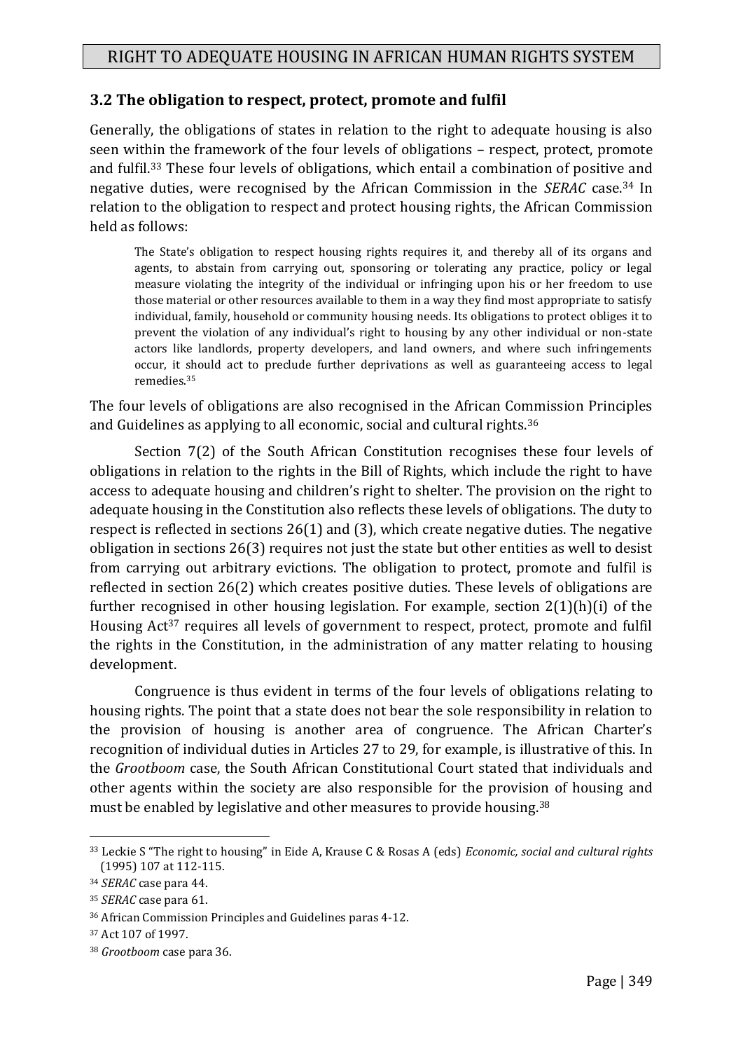### 3.2 The obligation to respect, protect, promote and fulfil

Generally, the obligations of states in relation to the right to adequate housing is also seen within the framework of the four levels of obligations – respect, protect, promote and fulfil.[33] These four levels of obligations, which entail a combination of positive and negative duties, were recognised by the African Commission in the *SERAC* case.[34] In relation to the obligation to respect and protect housing rights, the African Commission held as follows:

> The State's obligation to respect housing rights requires it, and thereby all of its organs and agents, to abstain from carrying out, sponsoring or tolerating any practice, policy or legal measure violating the integrity of the individual or infringing upon his or her freedom to use those material or other resources available to them in a way they find most appropriate to satisfy individual, family, household or community housing needs. Its obligations to protect obliges it to prevent the violation of any individual's right to housing by any other individual or non-state actors like landlords, property developers, and land owners, and where such infringements occur, it should act to preclude further deprivations as well as guaranteeing access to legal remedies.[35]

The four levels of obligations are also recognised in the African Commission Principles and Guidelines as applying to all economic, social and cultural rights.[36]

Section 7(2) of the South African Constitution recognises these four levels of obligations in relation to the rights in the Bill of Rights, which include the right to have access to adequate housing and children's right to shelter. The provision on the right to adequate housing in the Constitution also reflects these levels of obligations. The duty to respect is reflected in sections 26(1) and (3), which create negative duties. The negative obligation in sections 26(3) requires not just the state but other entities as well to desist from carrying out arbitrary evictions. The obligation to protect, promote and fulfil is reflected in section 26(2) which creates positive duties. These levels of obligations are further recognised in other housing legislation. For example, section 2(1)(h)(i) of the Housing Act[37] requires all levels of government to respect, protect, promote and fulfil the rights in the Constitution, in the administration of any matter relating to housing development.

Congruence is thus evident in terms of the four levels of obligations relating to housing rights. The point that a state does not bear the sole responsibility in relation to the provision of housing is another area of congruence. The African Charter's recognition of individual duties in Articles 27 to 29, for example, is illustrative of this. In the *Grootboom* case, the South African Constitutional Court stated that individuals and other agents within the society are also responsible for the provision of housing and must be enabled by legislative and other measures to provide housing.[38]

---

[33] Leckie S "The right to housing" in Eide A, Krause C & Rosas A (eds) *Economic, social and cultural rights* (1995) 107 at 112-115.

[34] *SERAC* case para 44.

[35] *SERAC* case para 61.

[36] African Commission Principles and Guidelines paras 4-12.

[37] Act 107 of 1997.

[38] *Grootboom* case para 36.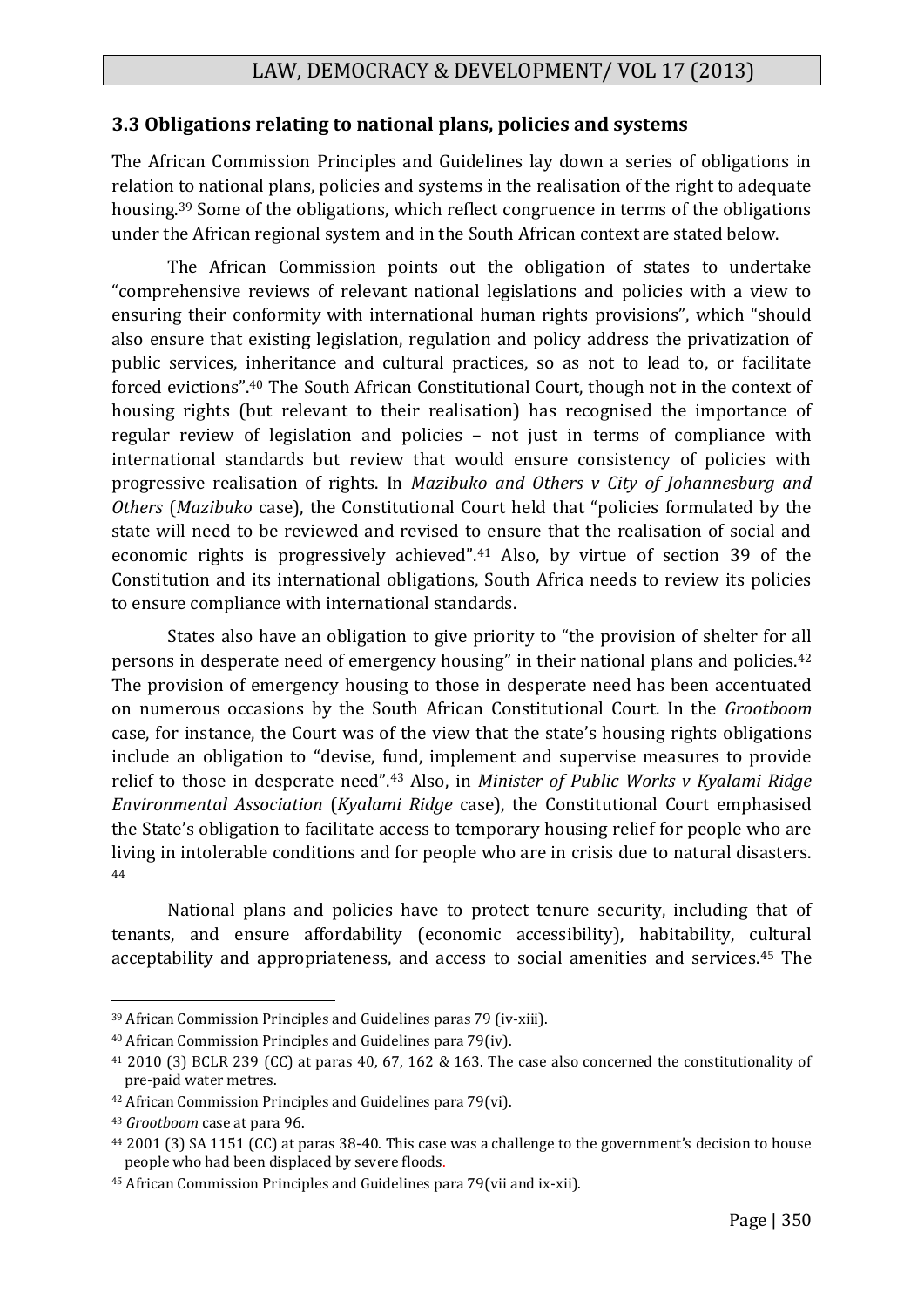### 3.3 Obligations relating to national plans, policies and systems

The African Commission Principles and Guidelines lay down a series of obligations in relation to national plans, policies and systems in the realisation of the right to adequate housing.[39] Some of the obligations, which reflect congruence in terms of the obligations under the African regional system and in the South African context are stated below.

The African Commission points out the obligation of states to undertake "comprehensive reviews of relevant national legislations and policies with a view to ensuring their conformity with international human rights provisions", which "should also ensure that existing legislation, regulation and policy address the privatization of public services, inheritance and cultural practices, so as not to lead to, or facilitate forced evictions".[40] The South African Constitutional Court, though not in the context of housing rights (but relevant to their realisation) has recognised the importance of regular review of legislation and policies – not just in terms of compliance with international standards but review that would ensure consistency of policies with progressive realisation of rights. In *Mazibuko and Others v City of Johannesburg and Others* (*Mazibuko* case), the Constitutional Court held that "policies formulated by the state will need to be reviewed and revised to ensure that the realisation of social and economic rights is progressively achieved".[41] Also, by virtue of section 39 of the Constitution and its international obligations, South Africa needs to review its policies to ensure compliance with international standards.

States also have an obligation to give priority to "the provision of shelter for all persons in desperate need of emergency housing" in their national plans and policies.[42] The provision of emergency housing to those in desperate need has been accentuated on numerous occasions by the South African Constitutional Court. In the *Grootboom* case, for instance, the Court was of the view that the state's housing rights obligations include an obligation to "devise, fund, implement and supervise measures to provide relief to those in desperate need".[43] Also, in *Minister of Public Works v Kyalami Ridge Environmental Association* (*Kyalami Ridge* case), the Constitutional Court emphasised the State's obligation to facilitate access to temporary housing relief for people who are living in intolerable conditions and for people who are in crisis due to natural disasters.[44]

National plans and policies have to protect tenure security, including that of tenants, and ensure affordability (economic accessibility), habitability, cultural acceptability and appropriateness, and access to social amenities and services.[45] The

---

[39] African Commission Principles and Guidelines paras 79 (iv-xiii).

[40] African Commission Principles and Guidelines para 79(iv).

[41] 2010 (3) BCLR 239 (CC) at paras 40, 67, 162 & 163. The case also concerned the constitutionality of pre-paid water metres.

[42] African Commission Principles and Guidelines para 79(vi).

[43] *Grootboom* case at para 96.

[44] 2001 (3) SA 1151 (CC) at paras 38-40. This case was a challenge to the government's decision to house people who had been displaced by severe floods.

[45] African Commission Principles and Guidelines para 79(vii and ix-xii).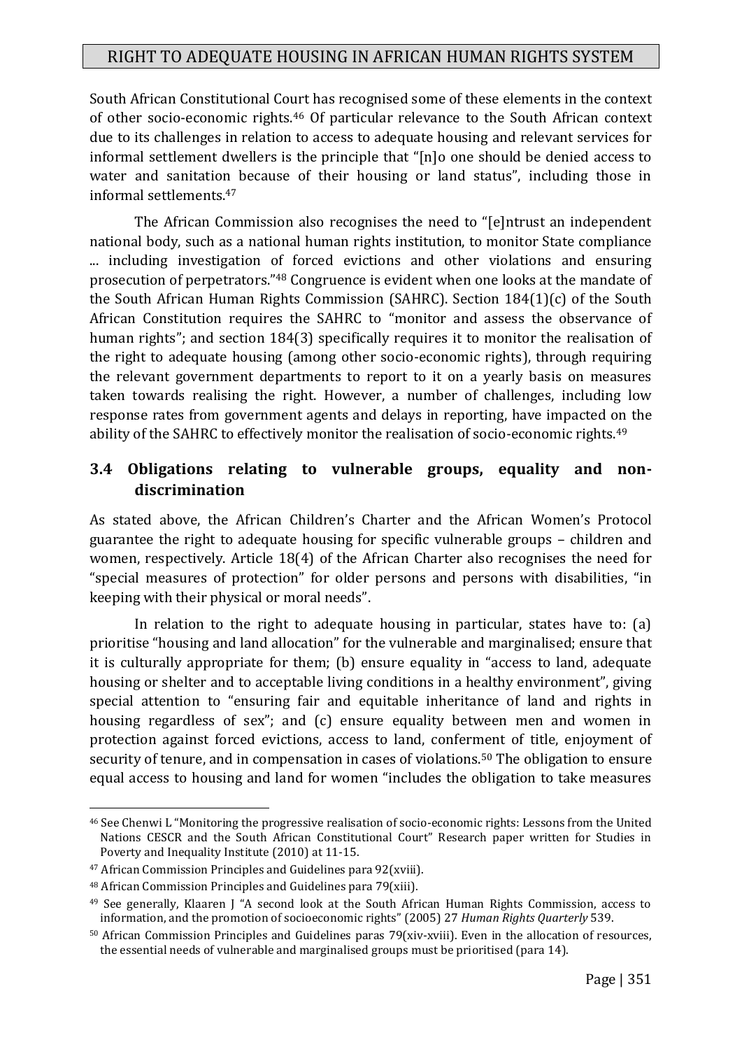South African Constitutional Court has recognised some of these elements in the context of other socio-economic rights.[46] Of particular relevance to the South African context due to its challenges in relation to access to adequate housing and relevant services for informal settlement dwellers is the principle that "[n]o one should be denied access to water and sanitation because of their housing or land status", including those in informal settlements.[47]

The African Commission also recognises the need to "[e]ntrust an independent national body, such as a national human rights institution, to monitor State compliance ... including investigation of forced evictions and other violations and ensuring prosecution of perpetrators."[48] Congruence is evident when one looks at the mandate of the South African Human Rights Commission (SAHRC). Section 184(1)(c) of the South African Constitution requires the SAHRC to "monitor and assess the observance of human rights"; and section 184(3) specifically requires it to monitor the realisation of the right to adequate housing (among other socio-economic rights), through requiring the relevant government departments to report to it on a yearly basis on measures taken towards realising the right. However, a number of challenges, including low response rates from government agents and delays in reporting, have impacted on the ability of the SAHRC to effectively monitor the realisation of socio-economic rights.[49]

### 3.4 Obligations relating to vulnerable groups, equality and non-discrimination

As stated above, the African Children's Charter and the African Women's Protocol guarantee the right to adequate housing for specific vulnerable groups – children and women, respectively. Article 18(4) of the African Charter also recognises the need for "special measures of protection" for older persons and persons with disabilities, "in keeping with their physical or moral needs".

In relation to the right to adequate housing in particular, states have to: (a) prioritise "housing and land allocation" for the vulnerable and marginalised; ensure that it is culturally appropriate for them; (b) ensure equality in "access to land, adequate housing or shelter and to acceptable living conditions in a healthy environment", giving special attention to "ensuring fair and equitable inheritance of land and rights in housing regardless of sex"; and (c) ensure equality between men and women in protection against forced evictions, access to land, conferment of title, enjoyment of security of tenure, and in compensation in cases of violations.[50] The obligation to ensure equal access to housing and land for women "includes the obligation to take measures

---

[46] See Chenwi L "Monitoring the progressive realisation of socio-economic rights: Lessons from the United Nations CESCR and the South African Constitutional Court" Research paper written for Studies in Poverty and Inequality Institute (2010) at 11-15.

[47] African Commission Principles and Guidelines para 92(xviii).

[48] African Commission Principles and Guidelines para 79(xiii).

[49] See generally, Klaaren J "A second look at the South African Human Rights Commission, access to information, and the promotion of socioeconomic rights" (2005) 27 *Human Rights Quarterly* 539.

[50] African Commission Principles and Guidelines paras 79(xiv-xviii). Even in the allocation of resources, the essential needs of vulnerable and marginalised groups must be prioritised (para 14).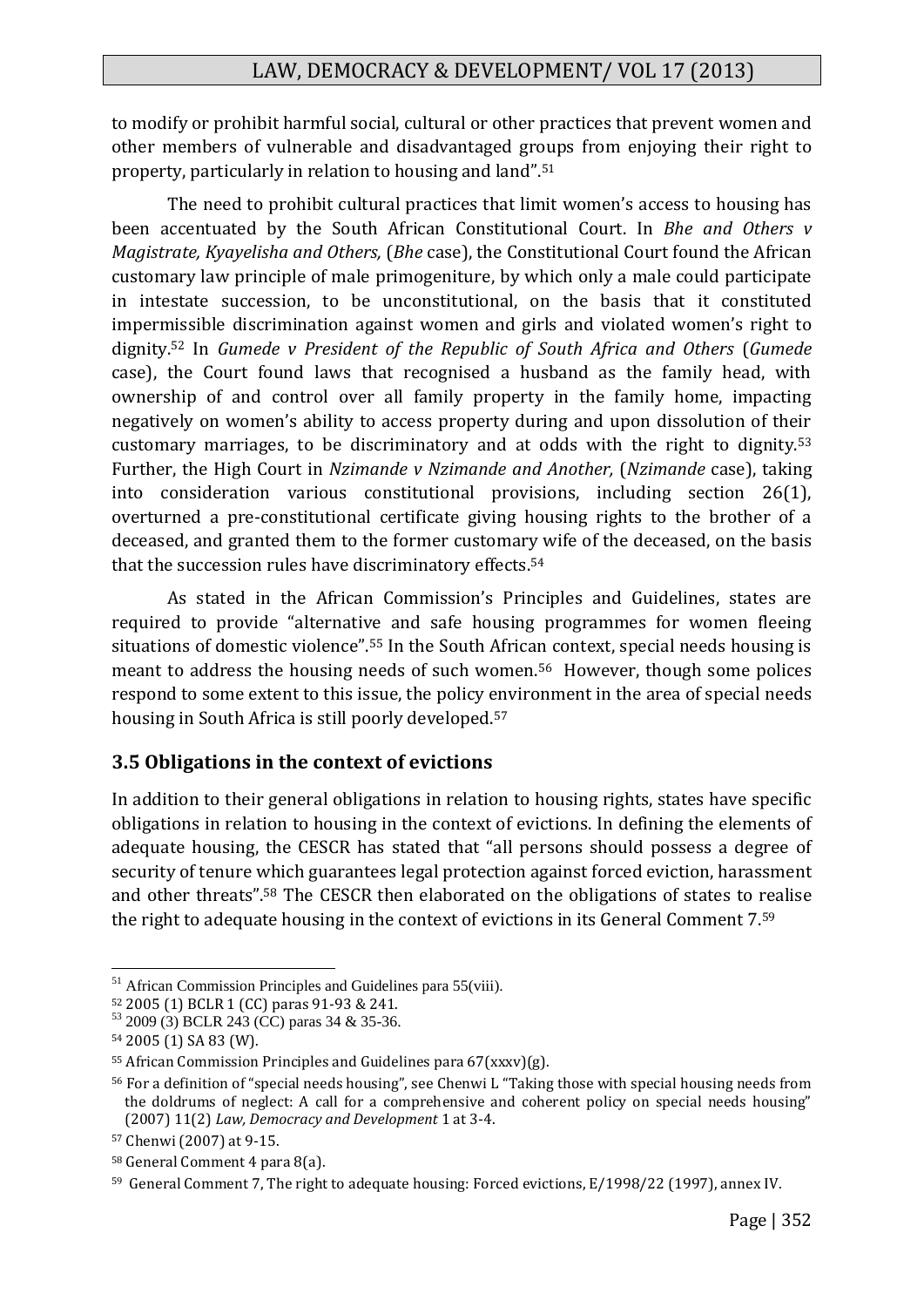to modify or prohibit harmful social, cultural or other practices that prevent women and other members of vulnerable and disadvantaged groups from enjoying their right to property, particularly in relation to housing and land".[51]

The need to prohibit cultural practices that limit women's access to housing has been accentuated by the South African Constitutional Court. In *Bhe and Others v Magistrate, Kyayelisha and Others,* (*Bhe* case), the Constitutional Court found the African customary law principle of male primogeniture, by which only a male could participate in intestate succession, to be unconstitutional, on the basis that it constituted impermissible discrimination against women and girls and violated women's right to dignity.[52] In *Gumede v President of the Republic of South Africa and Others* (*Gumede* case), the Court found laws that recognised a husband as the family head, with ownership of and control over all family property in the family home, impacting negatively on women's ability to access property during and upon dissolution of their customary marriages, to be discriminatory and at odds with the right to dignity.[53] Further, the High Court in *Nzimande v Nzimande and Another,* (*Nzimande* case), taking into consideration various constitutional provisions, including section 26(1), overturned a pre-constitutional certificate giving housing rights to the brother of a deceased, and granted them to the former customary wife of the deceased, on the basis that the succession rules have discriminatory effects.[54]

As stated in the African Commission's Principles and Guidelines, states are required to provide "alternative and safe housing programmes for women fleeing situations of domestic violence".[55] In the South African context, special needs housing is meant to address the housing needs of such women.[56] However, though some polices respond to some extent to this issue, the policy environment in the area of special needs housing in South Africa is still poorly developed.[57]

### 3.5 Obligations in the context of evictions

In addition to their general obligations in relation to housing rights, states have specific obligations in relation to housing in the context of evictions. In defining the elements of adequate housing, the CESCR has stated that "all persons should possess a degree of security of tenure which guarantees legal protection against forced eviction, harassment and other threats".[58] The CESCR then elaborated on the obligations of states to realise the right to adequate housing in the context of evictions in its General Comment 7.[59]

---

[51] African Commission Principles and Guidelines para 55(viii).

[52] 2005 (1) BCLR 1 (CC) paras 91-93 & 241.

[53] 2009 (3) BCLR 243 (CC) paras 34 & 35-36.

[54] 2005 (1) SA 83 (W).

[55] African Commission Principles and Guidelines para 67(xxxv)(g).

[56] For a definition of "special needs housing", see Chenwi L "Taking those with special housing needs from the doldrums of neglect: A call for a comprehensive and coherent policy on special needs housing" (2007) 11(2) *Law, Democracy and Development* 1 at 3-4.

[57] Chenwi (2007) at 9-15.

[58] General Comment 4 para 8(a).

[59] General Comment 7, The right to adequate housing: Forced evictions, E/1998/22 (1997), annex IV.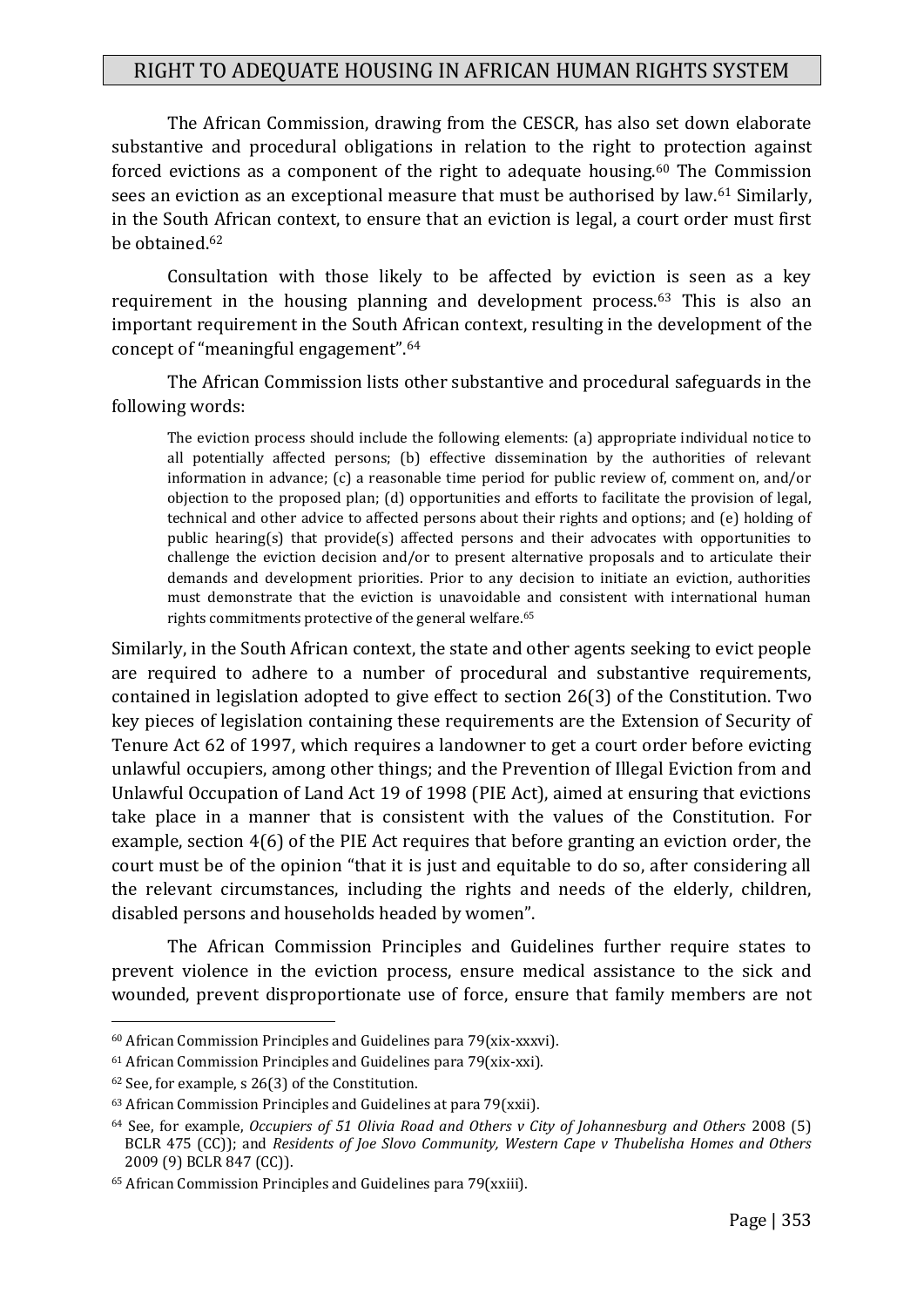The African Commission, drawing from the CESCR, has also set down elaborate substantive and procedural obligations in relation to the right to protection against forced evictions as a component of the right to adequate housing.[60] The Commission sees an eviction as an exceptional measure that must be authorised by law.[61] Similarly, in the South African context, to ensure that an eviction is legal, a court order must first be obtained.[62]

Consultation with those likely to be affected by eviction is seen as a key requirement in the housing planning and development process.[63] This is also an important requirement in the South African context, resulting in the development of the concept of "meaningful engagement".[64]

The African Commission lists other substantive and procedural safeguards in the following words:

> The eviction process should include the following elements: (a) appropriate individual notice to all potentially affected persons; (b) effective dissemination by the authorities of relevant information in advance; (c) a reasonable time period for public review of, comment on, and/or objection to the proposed plan; (d) opportunities and efforts to facilitate the provision of legal, technical and other advice to affected persons about their rights and options; and (e) holding of public hearing(s) that provide(s) affected persons and their advocates with opportunities to challenge the eviction decision and/or to present alternative proposals and to articulate their demands and development priorities. Prior to any decision to initiate an eviction, authorities must demonstrate that the eviction is unavoidable and consistent with international human rights commitments protective of the general welfare.[65]

Similarly, in the South African context, the state and other agents seeking to evict people are required to adhere to a number of procedural and substantive requirements, contained in legislation adopted to give effect to section 26(3) of the Constitution. Two key pieces of legislation containing these requirements are the Extension of Security of Tenure Act 62 of 1997, which requires a landowner to get a court order before evicting unlawful occupiers, among other things; and the Prevention of Illegal Eviction from and Unlawful Occupation of Land Act 19 of 1998 (PIE Act), aimed at ensuring that evictions take place in a manner that is consistent with the values of the Constitution. For example, section 4(6) of the PIE Act requires that before granting an eviction order, the court must be of the opinion "that it is just and equitable to do so, after considering all the relevant circumstances, including the rights and needs of the elderly, children, disabled persons and households headed by women".

The African Commission Principles and Guidelines further require states to prevent violence in the eviction process, ensure medical assistance to the sick and wounded, prevent disproportionate use of force, ensure that family members are not

---

[60] African Commission Principles and Guidelines para 79(xix-xxxvi).

[61] African Commission Principles and Guidelines para 79(xix-xxi).

[62] See, for example, s 26(3) of the Constitution.

[63] African Commission Principles and Guidelines at para 79(xxii).

[64] See, for example, *Occupiers of 51 Olivia Road and Others v City of Johannesburg and Others* 2008 (5) BCLR 475 (CC)); and *Residents of Joe Slovo Community, Western Cape v Thubelisha Homes and Others* 2009 (9) BCLR 847 (CC)).

[65] African Commission Principles and Guidelines para 79(xxiii).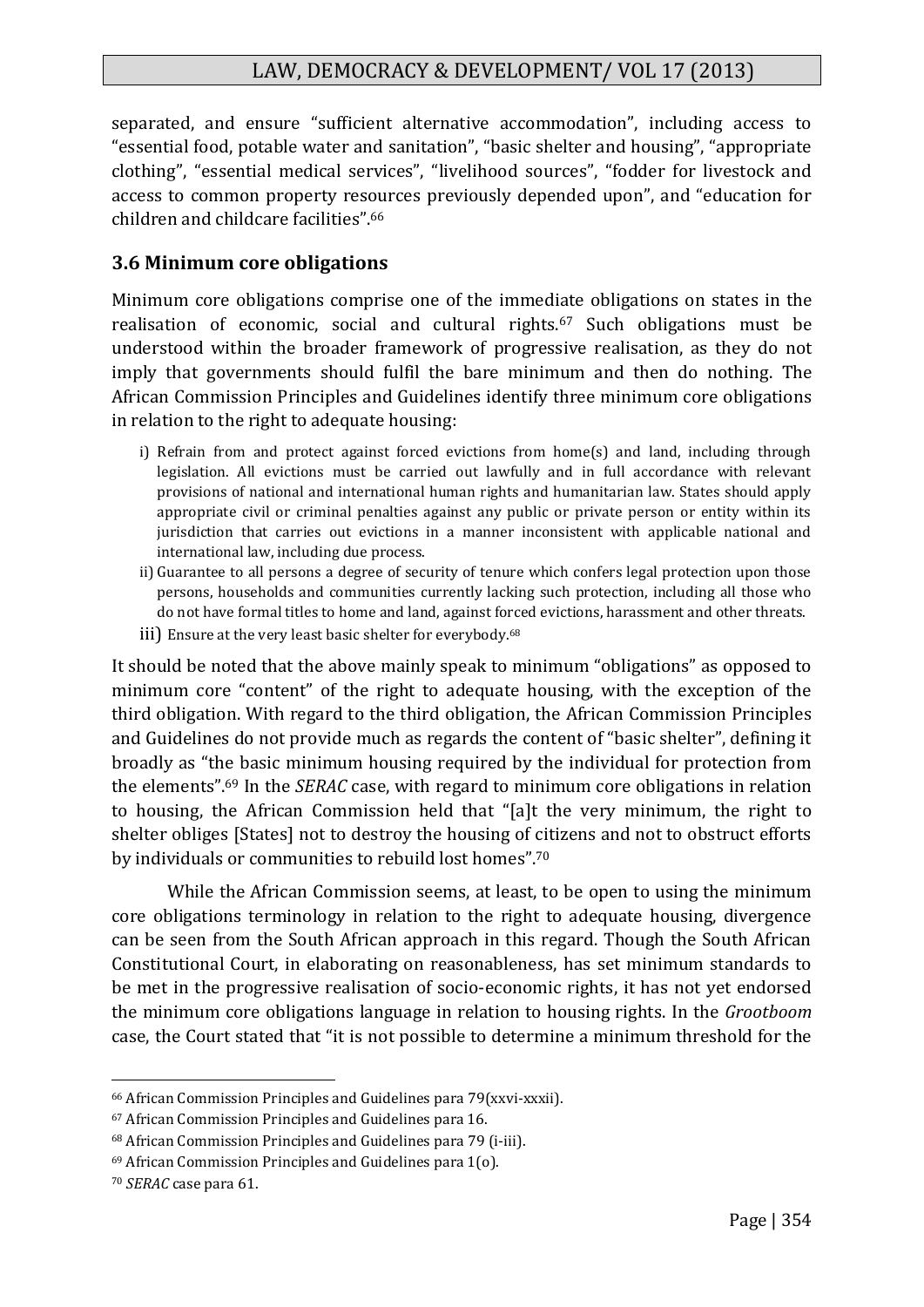separated, and ensure "sufficient alternative accommodation", including access to "essential food, potable water and sanitation", "basic shelter and housing", "appropriate clothing", "essential medical services", "livelihood sources", "fodder for livestock and access to common property resources previously depended upon", and "education for children and childcare facilities".[66]

### 3.6 Minimum core obligations

Minimum core obligations comprise one of the immediate obligations on states in the realisation of economic, social and cultural rights.[67] Such obligations must be understood within the broader framework of progressive realisation, as they do not imply that governments should fulfil the bare minimum and then do nothing. The African Commission Principles and Guidelines identify three minimum core obligations in relation to the right to adequate housing:

> i) Refrain from and protect against forced evictions from home(s) and land, including through legislation. All evictions must be carried out lawfully and in full accordance with relevant provisions of national and international human rights and humanitarian law. States should apply appropriate civil or criminal penalties against any public or private person or entity within its jurisdiction that carries out evictions in a manner inconsistent with applicable national and international law, including due process.
>
> ii) Guarantee to all persons a degree of security of tenure which confers legal protection upon those persons, households and communities currently lacking such protection, including all those who do not have formal titles to home and land, against forced evictions, harassment and other threats.
>
> iii) Ensure at the very least basic shelter for everybody.[68]

It should be noted that the above mainly speak to minimum "obligations" as opposed to minimum core "content" of the right to adequate housing, with the exception of the third obligation. With regard to the third obligation, the African Commission Principles and Guidelines do not provide much as regards the content of "basic shelter", defining it broadly as "the basic minimum housing required by the individual for protection from the elements".[69] In the *SERAC* case, with regard to minimum core obligations in relation to housing, the African Commission held that "[a]t the very minimum, the right to shelter obliges [States] not to destroy the housing of citizens and not to obstruct efforts by individuals or communities to rebuild lost homes".[70]

While the African Commission seems, at least, to be open to using the minimum core obligations terminology in relation to the right to adequate housing, divergence can be seen from the South African approach in this regard. Though the South African Constitutional Court, in elaborating on reasonableness, has set minimum standards to be met in the progressive realisation of socio-economic rights, it has not yet endorsed the minimum core obligations language in relation to housing rights. In the *Grootboom* case, the Court stated that "it is not possible to determine a minimum threshold for the

---

[66] African Commission Principles and Guidelines para 79(xxvi-xxxii).

[67] African Commission Principles and Guidelines para 16.

[68] African Commission Principles and Guidelines para 79 (i-iii).

[69] African Commission Principles and Guidelines para 1(o).

[70] *SERAC* case para 61.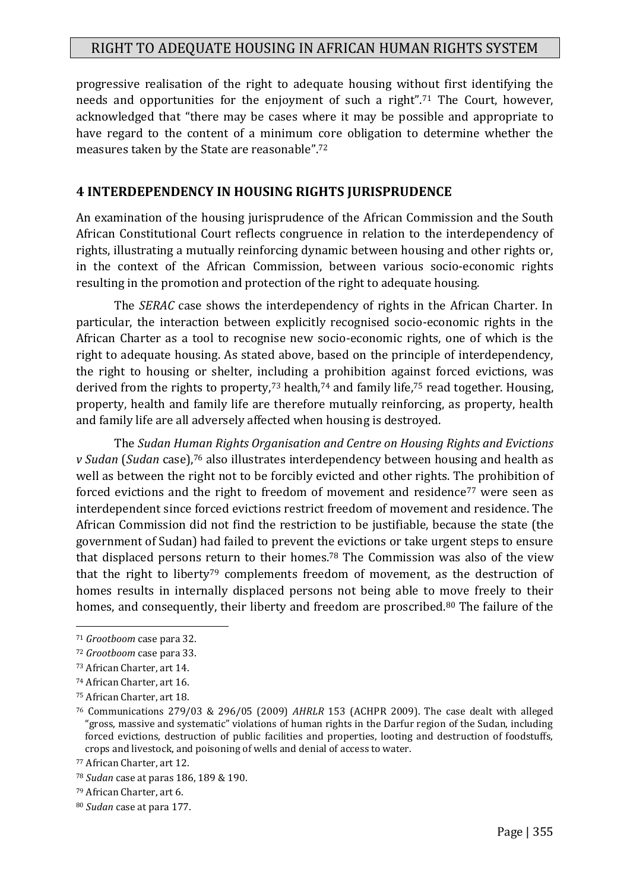progressive realisation of the right to adequate housing without first identifying the needs and opportunities for the enjoyment of such a right".[71] The Court, however, acknowledged that "there may be cases where it may be possible and appropriate to have regard to the content of a minimum core obligation to determine whether the measures taken by the State are reasonable".[72]

## 4 INTERDEPENDENCY IN HOUSING RIGHTS JURISPRUDENCE

An examination of the housing jurisprudence of the African Commission and the South African Constitutional Court reflects congruence in relation to the interdependency of rights, illustrating a mutually reinforcing dynamic between housing and other rights or, in the context of the African Commission, between various socio-economic rights resulting in the promotion and protection of the right to adequate housing.

The *SERAC* case shows the interdependency of rights in the African Charter. In particular, the interaction between explicitly recognised socio-economic rights in the African Charter as a tool to recognise new socio-economic rights, one of which is the right to adequate housing. As stated above, based on the principle of interdependency, the right to housing or shelter, including a prohibition against forced evictions, was derived from the rights to property,[73] health,[74] and family life,[75] read together. Housing, property, health and family life are therefore mutually reinforcing, as property, health and family life are all adversely affected when housing is destroyed.

The *Sudan Human Rights Organisation and Centre on Housing Rights and Evictions v Sudan* (*Sudan* case),[76] also illustrates interdependency between housing and health as well as between the right not to be forcibly evicted and other rights. The prohibition of forced evictions and the right to freedom of movement and residence[77] were seen as interdependent since forced evictions restrict freedom of movement and residence. The African Commission did not find the restriction to be justifiable, because the state (the government of Sudan) had failed to prevent the evictions or take urgent steps to ensure that displaced persons return to their homes.[78] The Commission was also of the view that the right to liberty[79] complements freedom of movement, as the destruction of homes results in internally displaced persons not being able to move freely to their homes, and consequently, their liberty and freedom are proscribed.[80] The failure of the

---

[71] *Grootboom* case para 32.

[72] *Grootboom* case para 33.

[73] African Charter, art 14.

[74] African Charter, art 16.

[75] African Charter, art 18.

[76] Communications 279/03 & 296/05 (2009) *AHRLR* 153 (ACHPR 2009). The case dealt with alleged "gross, massive and systematic" violations of human rights in the Darfur region of the Sudan, including forced evictions, destruction of public facilities and properties, looting and destruction of foodstuffs, crops and livestock, and poisoning of wells and denial of access to water.

[77] African Charter, art 12.

[78] *Sudan* case at paras 186, 189 & 190.

[79] African Charter, art 6.

[80] *Sudan* case at para 177.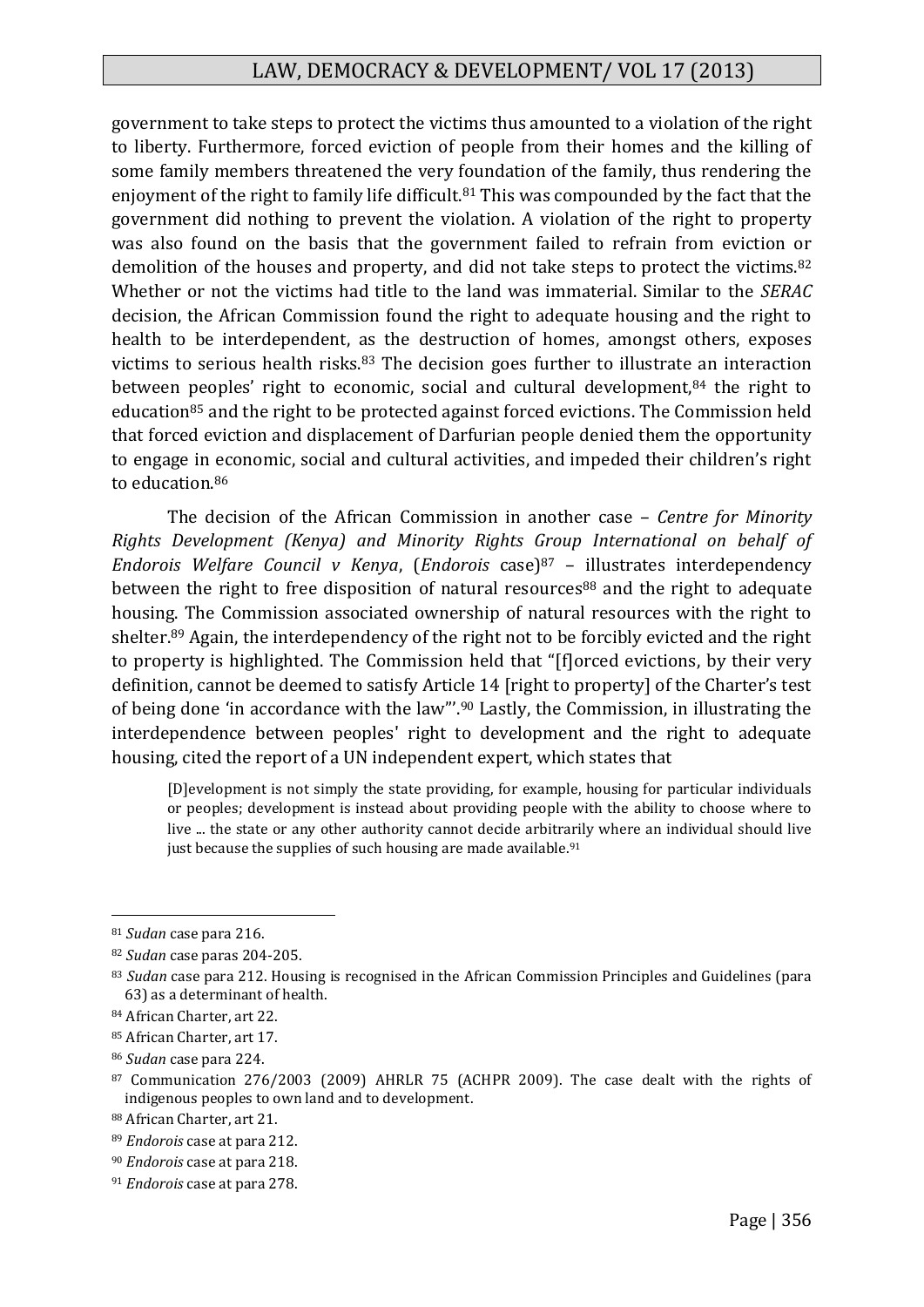government to take steps to protect the victims thus amounted to a violation of the right to liberty. Furthermore, forced eviction of people from their homes and the killing of some family members threatened the very foundation of the family, thus rendering the enjoyment of the right to family life difficult.[81] This was compounded by the fact that the government did nothing to prevent the violation. A violation of the right to property was also found on the basis that the government failed to refrain from eviction or demolition of the houses and property, and did not take steps to protect the victims.[82] Whether or not the victims had title to the land was immaterial. Similar to the *SERAC* decision, the African Commission found the right to adequate housing and the right to health to be interdependent, as the destruction of homes, amongst others, exposes victims to serious health risks.[83] The decision goes further to illustrate an interaction between peoples' right to economic, social and cultural development,[84] the right to education[85] and the right to be protected against forced evictions. The Commission held that forced eviction and displacement of Darfurian people denied them the opportunity to engage in economic, social and cultural activities, and impeded their children's right to education.[86]

The decision of the African Commission in another case – *Centre for Minority Rights Development (Kenya) and Minority Rights Group International on behalf of Endorois Welfare Council v Kenya*, (*Endorois* case)[87] – illustrates interdependency between the right to free disposition of natural resources[88] and the right to adequate housing. The Commission associated ownership of natural resources with the right to shelter.[89] Again, the interdependency of the right not to be forcibly evicted and the right to property is highlighted. The Commission held that "[f]orced evictions, by their very definition, cannot be deemed to satisfy Article 14 [right to property] of the Charter's test of being done 'in accordance with the law'".[90] Lastly, the Commission, in illustrating the interdependence between peoples' right to development and the right to adequate housing, cited the report of a UN independent expert, which states that

> [D]evelopment is not simply the state providing, for example, housing for particular individuals or peoples; development is instead about providing people with the ability to choose where to live ... the state or any other authority cannot decide arbitrarily where an individual should live just because the supplies of such housing are made available.[91]

---

[81] *Sudan* case para 216.

[82] *Sudan* case paras 204-205.

[83] *Sudan* case para 212. Housing is recognised in the African Commission Principles and Guidelines (para 63) as a determinant of health.

[84] African Charter, art 22.

[85] African Charter, art 17.

[86] *Sudan* case para 224.

[87] Communication 276/2003 (2009) AHRLR 75 (ACHPR 2009). The case dealt with the rights of indigenous peoples to own land and to development.

[88] African Charter, art 21.

[89] *Endorois* case at para 212.

[90] *Endorois* case at para 218.

[91] *Endorois* case at para 278.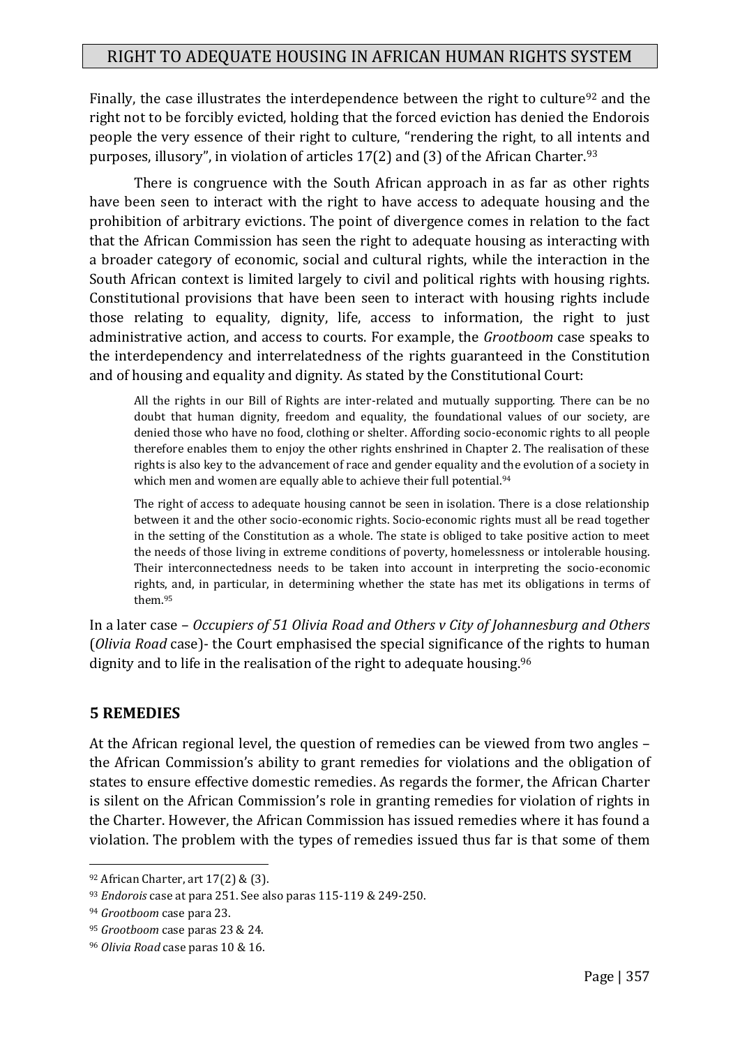Finally, the case illustrates the interdependence between the right to culture[92] and the right not to be forcibly evicted, holding that the forced eviction has denied the Endorois people the very essence of their right to culture, "rendering the right, to all intents and purposes, illusory", in violation of articles 17(2) and (3) of the African Charter.[93]

There is congruence with the South African approach in as far as other rights have been seen to interact with the right to have access to adequate housing and the prohibition of arbitrary evictions. The point of divergence comes in relation to the fact that the African Commission has seen the right to adequate housing as interacting with a broader category of economic, social and cultural rights, while the interaction in the South African context is limited largely to civil and political rights with housing rights. Constitutional provisions that have been seen to interact with housing rights include those relating to equality, dignity, life, access to information, the right to just administrative action, and access to courts. For example, the *Grootboom* case speaks to the interdependency and interrelatedness of the rights guaranteed in the Constitution and of housing and equality and dignity. As stated by the Constitutional Court:

> All the rights in our Bill of Rights are inter-related and mutually supporting. There can be no doubt that human dignity, freedom and equality, the foundational values of our society, are denied those who have no food, clothing or shelter. Affording socio-economic rights to all people therefore enables them to enjoy the other rights enshrined in Chapter 2. The realisation of these rights is also key to the advancement of race and gender equality and the evolution of a society in which men and women are equally able to achieve their full potential.[94]
>
> The right of access to adequate housing cannot be seen in isolation. There is a close relationship between it and the other socio-economic rights. Socio-economic rights must all be read together in the setting of the Constitution as a whole. The state is obliged to take positive action to meet the needs of those living in extreme conditions of poverty, homelessness or intolerable housing. Their interconnectedness needs to be taken into account in interpreting the socio-economic rights, and, in particular, in determining whether the state has met its obligations in terms of them.[95]

In a later case – *Occupiers of 51 Olivia Road and Others v City of Johannesburg and Others* (*Olivia Road* case)- the Court emphasised the special significance of the rights to human dignity and to life in the realisation of the right to adequate housing.[96]

## 5 REMEDIES

At the African regional level, the question of remedies can be viewed from two angles – the African Commission's ability to grant remedies for violations and the obligation of states to ensure effective domestic remedies. As regards the former, the African Charter is silent on the African Commission's role in granting remedies for violation of rights in the Charter. However, the African Commission has issued remedies where it has found a violation. The problem with the types of remedies issued thus far is that some of them

---

[92] African Charter, art 17(2) & (3).

[93] *Endorois* case at para 251. See also paras 115-119 & 249-250.

[94] *Grootboom* case para 23.

[95] *Grootboom* case paras 23 & 24.

[96] *Olivia Road* case paras 10 & 16.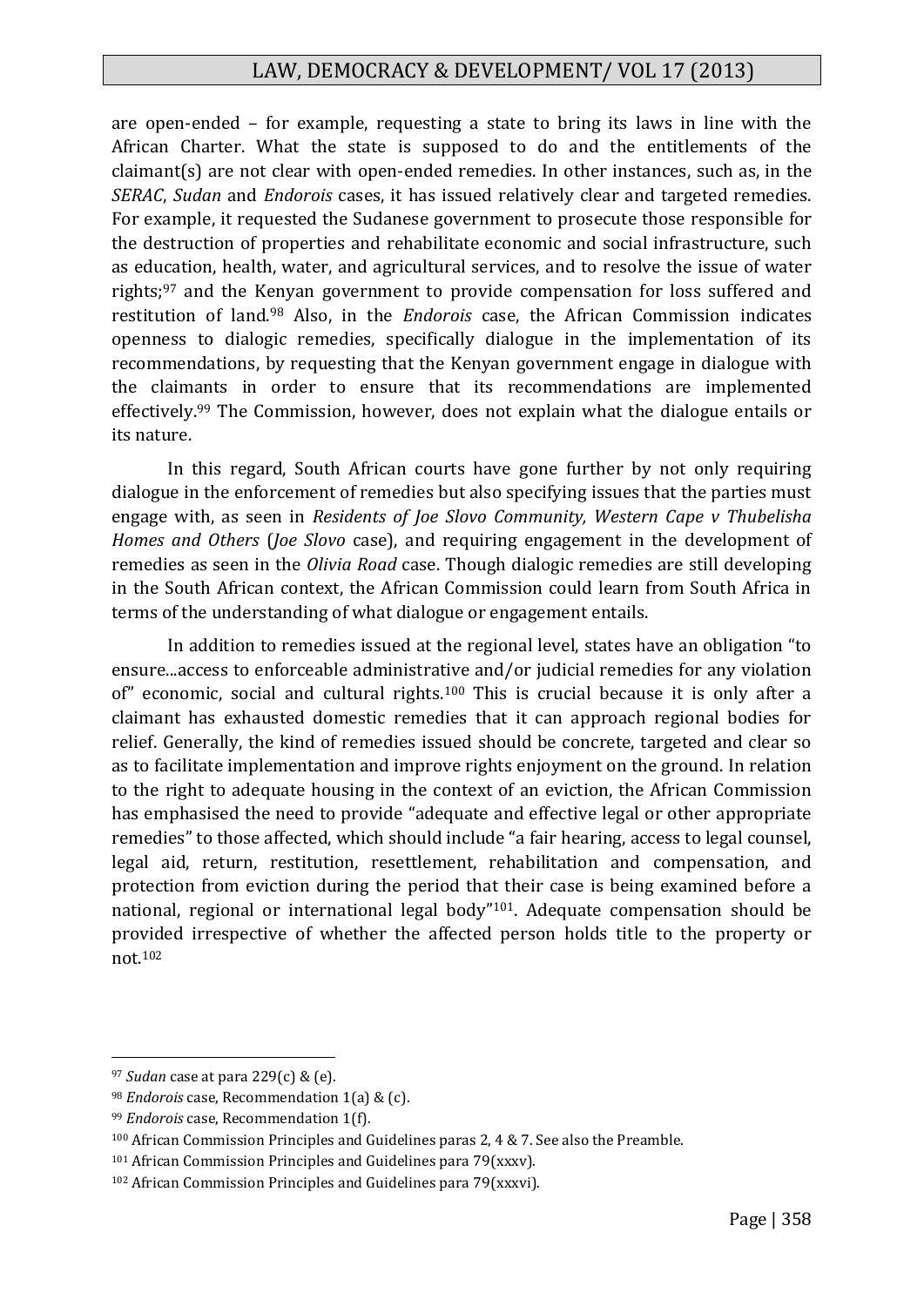are open-ended – for example, requesting a state to bring its laws in line with the African Charter. What the state is supposed to do and the entitlements of the claimant(s) are not clear with open-ended remedies. In other instances, such as, in the *SERAC*, *Sudan* and *Endorois* cases, it has issued relatively clear and targeted remedies. For example, it requested the Sudanese government to prosecute those responsible for the destruction of properties and rehabilitate economic and social infrastructure, such as education, health, water, and agricultural services, and to resolve the issue of water rights;[97] and the Kenyan government to provide compensation for loss suffered and restitution of land.[98] Also, in the *Endorois* case, the African Commission indicates openness to dialogic remedies, specifically dialogue in the implementation of its recommendations, by requesting that the Kenyan government engage in dialogue with the claimants in order to ensure that its recommendations are implemented effectively.[99] The Commission, however, does not explain what the dialogue entails or its nature.

In this regard, South African courts have gone further by not only requiring dialogue in the enforcement of remedies but also specifying issues that the parties must engage with, as seen in *Residents of Joe Slovo Community, Western Cape v Thubelisha Homes and Others* (*Joe Slovo* case), and requiring engagement in the development of remedies as seen in the *Olivia Road* case. Though dialogic remedies are still developing in the South African context, the African Commission could learn from South Africa in terms of the understanding of what dialogue or engagement entails.

In addition to remedies issued at the regional level, states have an obligation "to ensure...access to enforceable administrative and/or judicial remedies for any violation of" economic, social and cultural rights.[100] This is crucial because it is only after a claimant has exhausted domestic remedies that it can approach regional bodies for relief. Generally, the kind of remedies issued should be concrete, targeted and clear so as to facilitate implementation and improve rights enjoyment on the ground. In relation to the right to adequate housing in the context of an eviction, the African Commission has emphasised the need to provide "adequate and effective legal or other appropriate remedies" to those affected, which should include "a fair hearing, access to legal counsel, legal aid, return, restitution, resettlement, rehabilitation and compensation, and protection from eviction during the period that their case is being examined before a national, regional or international legal body"[101]. Adequate compensation should be provided irrespective of whether the affected person holds title to the property or not.[102]

---

[97] *Sudan* case at para 229(c) & (e).

[98] *Endorois* case, Recommendation 1(a) & (c).

[99] *Endorois* case, Recommendation 1(f).

[100] African Commission Principles and Guidelines paras 2, 4 & 7. See also the Preamble.

[101] African Commission Principles and Guidelines para 79(xxxv).

[102] African Commission Principles and Guidelines para 79(xxxvi).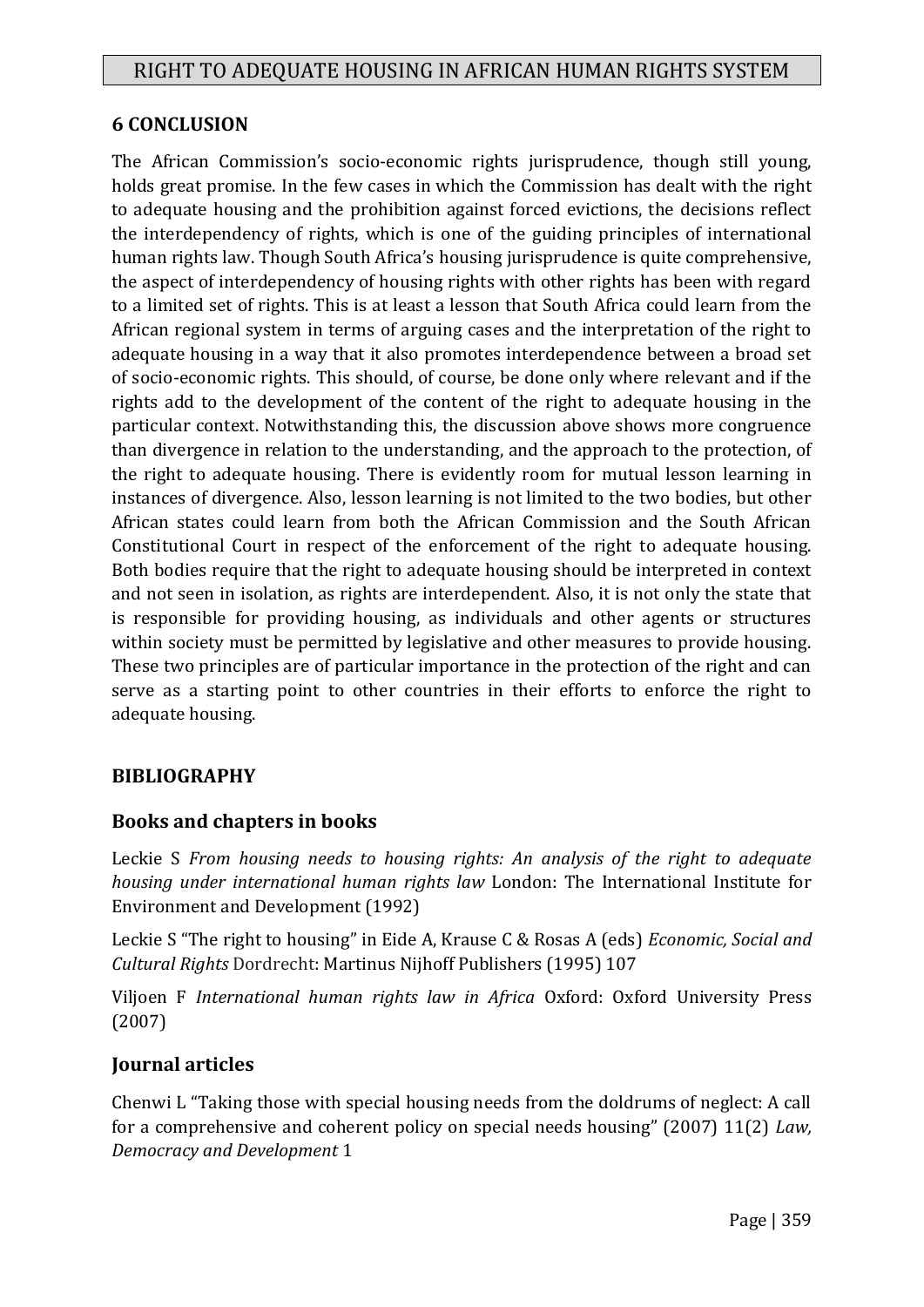## 6 CONCLUSION

The African Commission's socio-economic rights jurisprudence, though still young, holds great promise. In the few cases in which the Commission has dealt with the right to adequate housing and the prohibition against forced evictions, the decisions reflect the interdependency of rights, which is one of the guiding principles of international human rights law. Though South Africa's housing jurisprudence is quite comprehensive, the aspect of interdependency of housing rights with other rights has been with regard to a limited set of rights. This is at least a lesson that South Africa could learn from the African regional system in terms of arguing cases and the interpretation of the right to adequate housing in a way that it also promotes interdependence between a broad set of socio-economic rights. This should, of course, be done only where relevant and if the rights add to the development of the content of the right to adequate housing in the particular context. Notwithstanding this, the discussion above shows more congruence than divergence in relation to the understanding, and the approach to the protection, of the right to adequate housing. There is evidently room for mutual lesson learning in instances of divergence. Also, lesson learning is not limited to the two bodies, but other African states could learn from both the African Commission and the South African Constitutional Court in respect of the enforcement of the right to adequate housing. Both bodies require that the right to adequate housing should be interpreted in context and not seen in isolation, as rights are interdependent. Also, it is not only the state that is responsible for providing housing, as individuals and other agents or structures within society must be permitted by legislative and other measures to provide housing. These two principles are of particular importance in the protection of the right and can serve as a starting point to other countries in their efforts to enforce the right to adequate housing.

## BIBLIOGRAPHY

### Books and chapters in books

Leckie S *From housing needs to housing rights: An analysis of the right to adequate housing under international human rights law* London: The International Institute for Environment and Development (1992)

Leckie S "The right to housing" in Eide A, Krause C & Rosas A (eds) *Economic, Social and Cultural Rights* Dordrecht: Martinus Nijhoff Publishers (1995) 107

Viljoen F *International human rights law in Africa* Oxford: Oxford University Press (2007)

### Journal articles

Chenwi L "Taking those with special housing needs from the doldrums of neglect: A call for a comprehensive and coherent policy on special needs housing" (2007) 11(2) *Law, Democracy and Development* 1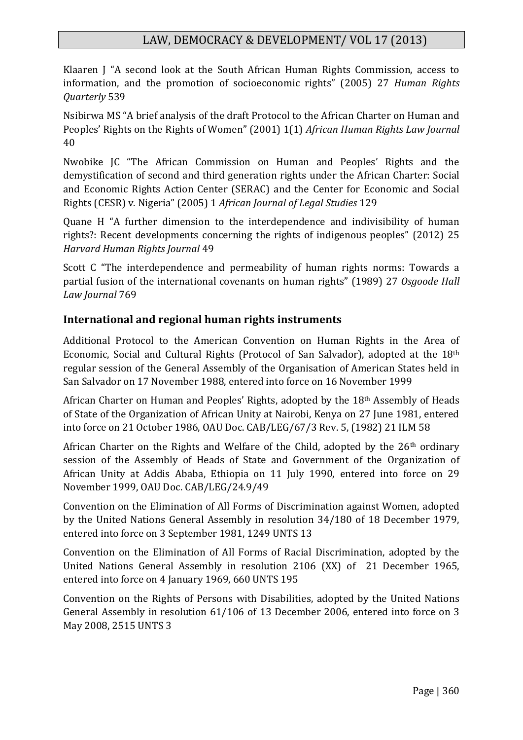Klaaren J "A second look at the South African Human Rights Commission, access to information, and the promotion of socioeconomic rights" (2005) 27 *Human Rights Quarterly* 539

Nsibirwa MS "A brief analysis of the draft Protocol to the African Charter on Human and Peoples' Rights on the Rights of Women" (2001) 1(1) *African Human Rights Law Journal* 40

Nwobike JC "The African Commission on Human and Peoples' Rights and the demystification of second and third generation rights under the African Charter: Social and Economic Rights Action Center (SERAC) and the Center for Economic and Social Rights (CESR) v. Nigeria" (2005) 1 *African Journal of Legal Studies* 129

Quane H "A further dimension to the interdependence and indivisibility of human rights?: Recent developments concerning the rights of indigenous peoples" (2012) 25 *Harvard Human Rights Journal* 49

Scott C "The interdependence and permeability of human rights norms: Towards a partial fusion of the international covenants on human rights" (1989) 27 *Osgoode Hall Law Journal* 769

## International and regional human rights instruments

Additional Protocol to the American Convention on Human Rights in the Area of Economic, Social and Cultural Rights (Protocol of San Salvador), adopted at the 18th regular session of the General Assembly of the Organisation of American States held in San Salvador on 17 November 1988, entered into force on 16 November 1999

African Charter on Human and Peoples' Rights, adopted by the 18th Assembly of Heads of State of the Organization of African Unity at Nairobi, Kenya on 27 June 1981, entered into force on 21 October 1986, OAU Doc. CAB/LEG/67/3 Rev. 5, (1982) 21 ILM 58

African Charter on the Rights and Welfare of the Child, adopted by the 26th ordinary session of the Assembly of Heads of State and Government of the Organization of African Unity at Addis Ababa, Ethiopia on 11 July 1990, entered into force on 29 November 1999, OAU Doc. CAB/LEG/24.9/49

Convention on the Elimination of All Forms of Discrimination against Women, adopted by the United Nations General Assembly in resolution 34/180 of 18 December 1979, entered into force on 3 September 1981, 1249 UNTS 13

Convention on the Elimination of All Forms of Racial Discrimination, adopted by the United Nations General Assembly in resolution 2106 (XX) of 21 December 1965, entered into force on 4 January 1969, 660 UNTS 195

Convention on the Rights of Persons with Disabilities, adopted by the United Nations General Assembly in resolution 61/106 of 13 December 2006, entered into force on 3 May 2008, 2515 UNTS 3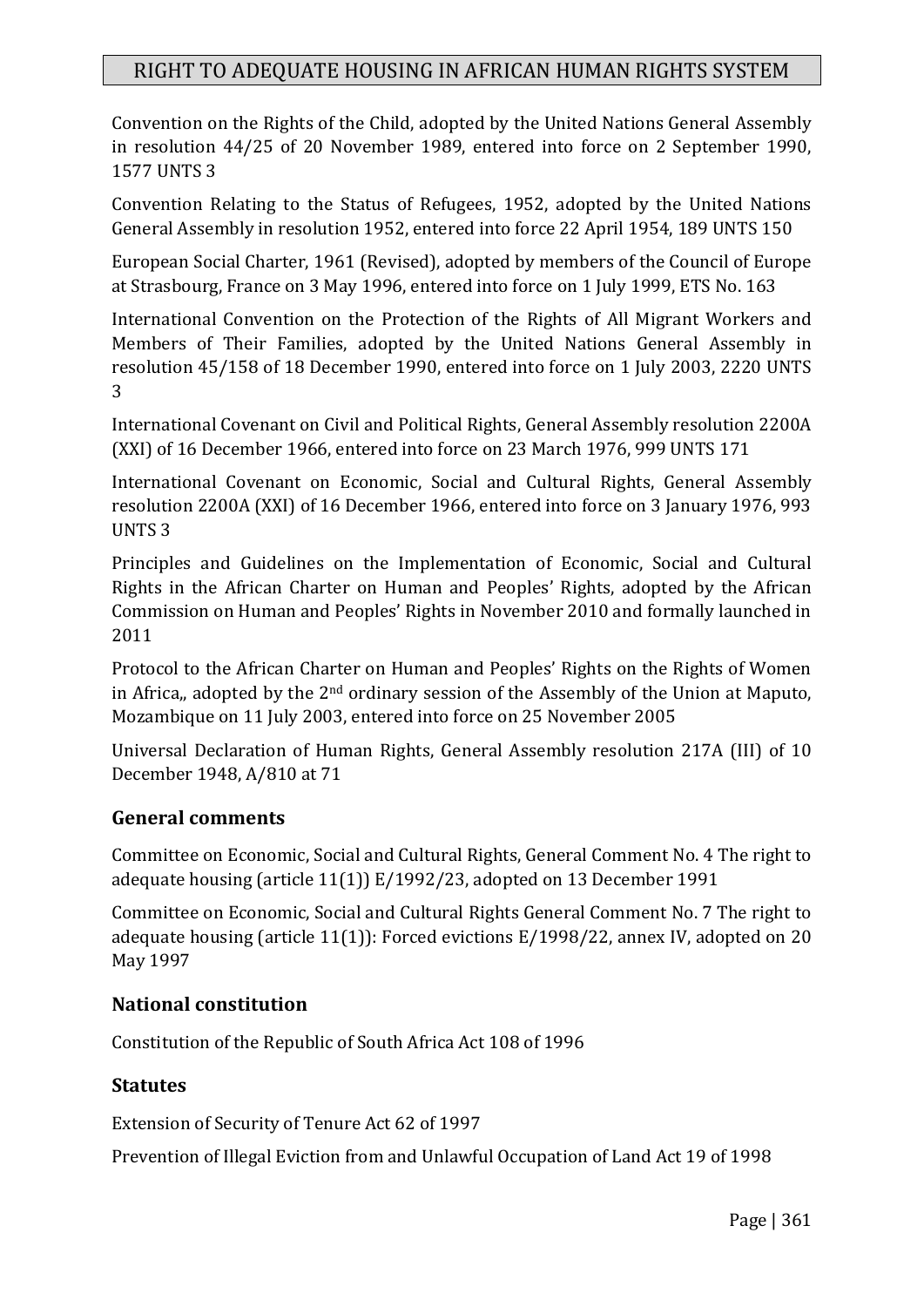Convention on the Rights of the Child, adopted by the United Nations General Assembly in resolution 44/25 of 20 November 1989, entered into force on 2 September 1990, 1577 UNTS 3

Convention Relating to the Status of Refugees, 1952, adopted by the United Nations General Assembly in resolution 1952, entered into force 22 April 1954, 189 UNTS 150

European Social Charter, 1961 (Revised), adopted by members of the Council of Europe at Strasbourg, France on 3 May 1996, entered into force on 1 July 1999, ETS No. 163

International Convention on the Protection of the Rights of All Migrant Workers and Members of Their Families, adopted by the United Nations General Assembly in resolution 45/158 of 18 December 1990, entered into force on 1 July 2003, 2220 UNTS 3

International Covenant on Civil and Political Rights, General Assembly resolution 2200A (XXI) of 16 December 1966, entered into force on 23 March 1976, 999 UNTS 171

International Covenant on Economic, Social and Cultural Rights, General Assembly resolution 2200A (XXI) of 16 December 1966, entered into force on 3 January 1976, 993 UNTS 3

Principles and Guidelines on the Implementation of Economic, Social and Cultural Rights in the African Charter on Human and Peoples' Rights, adopted by the African Commission on Human and Peoples' Rights in November 2010 and formally launched in 2011

Protocol to the African Charter on Human and Peoples' Rights on the Rights of Women in Africa,, adopted by the 2nd ordinary session of the Assembly of the Union at Maputo, Mozambique on 11 July 2003, entered into force on 25 November 2005

Universal Declaration of Human Rights, General Assembly resolution 217A (III) of 10 December 1948, A/810 at 71

## General comments

Committee on Economic, Social and Cultural Rights, General Comment No. 4 The right to adequate housing (article 11(1)) E/1992/23, adopted on 13 December 1991

Committee on Economic, Social and Cultural Rights General Comment No. 7 The right to adequate housing (article 11(1)): Forced evictions E/1998/22, annex IV, adopted on 20 May 1997

## National constitution

Constitution of the Republic of South Africa Act 108 of 1996

## Statutes

Extension of Security of Tenure Act 62 of 1997

Prevention of Illegal Eviction from and Unlawful Occupation of Land Act 19 of 1998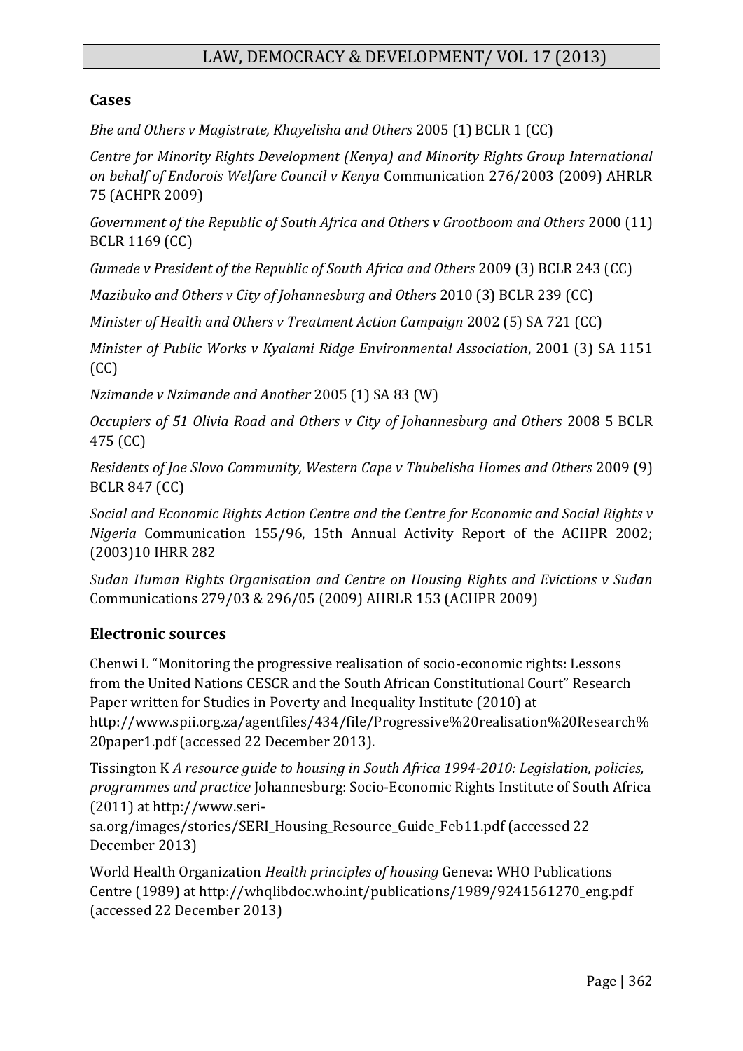## Cases

*Bhe and Others v Magistrate, Khayelisha and Others* 2005 (1) BCLR 1 (CC)

*Centre for Minority Rights Development (Kenya) and Minority Rights Group International on behalf of Endorois Welfare Council v Kenya* Communication 276/2003 (2009) AHRLR 75 (ACHPR 2009)

*Government of the Republic of South Africa and Others v Grootboom and Others* 2000 (11) BCLR 1169 (CC)

*Gumede v President of the Republic of South Africa and Others* 2009 (3) BCLR 243 (CC)

*Mazibuko and Others v City of Johannesburg and Others* 2010 (3) BCLR 239 (CC)

*Minister of Health and Others v Treatment Action Campaign* 2002 (5) SA 721 (CC)

*Minister of Public Works v Kyalami Ridge Environmental Association*, 2001 (3) SA 1151 (CC)

*Nzimande v Nzimande and Another* 2005 (1) SA 83 (W)

*Occupiers of 51 Olivia Road and Others v City of Johannesburg and Others* 2008 5 BCLR 475 (CC)

*Residents of Joe Slovo Community, Western Cape v Thubelisha Homes and Others* 2009 (9) BCLR 847 (CC)

*Social and Economic Rights Action Centre and the Centre for Economic and Social Rights v Nigeria* Communication 155/96, 15th Annual Activity Report of the ACHPR 2002; (2003)10 IHRR 282

*Sudan Human Rights Organisation and Centre on Housing Rights and Evictions v Sudan* Communications 279/03 & 296/05 (2009) AHRLR 153 (ACHPR 2009)

## Electronic sources

Chenwi L "Monitoring the progressive realisation of socio-economic rights: Lessons from the United Nations CESCR and the South African Constitutional Court" Research Paper written for Studies in Poverty and Inequality Institute (2010) at http://www.spii.org.za/agentfiles/434/file/Progressive%20realisation%20Research%20paper1.pdf (accessed 22 December 2013).

Tissington K *A resource guide to housing in South Africa 1994-2010: Legislation, policies, programmes and practice* Johannesburg: Socio-Economic Rights Institute of South Africa (2011) at http://www.seri-sa.org/images/stories/SERI_Housing_Resource_Guide_Feb11.pdf (accessed 22 December 2013)

World Health Organization *Health principles of housing* Geneva: WHO Publications Centre (1989) at http://whqlibdoc.who.int/publications/1989/9241561270_eng.pdf (accessed 22 December 2013)